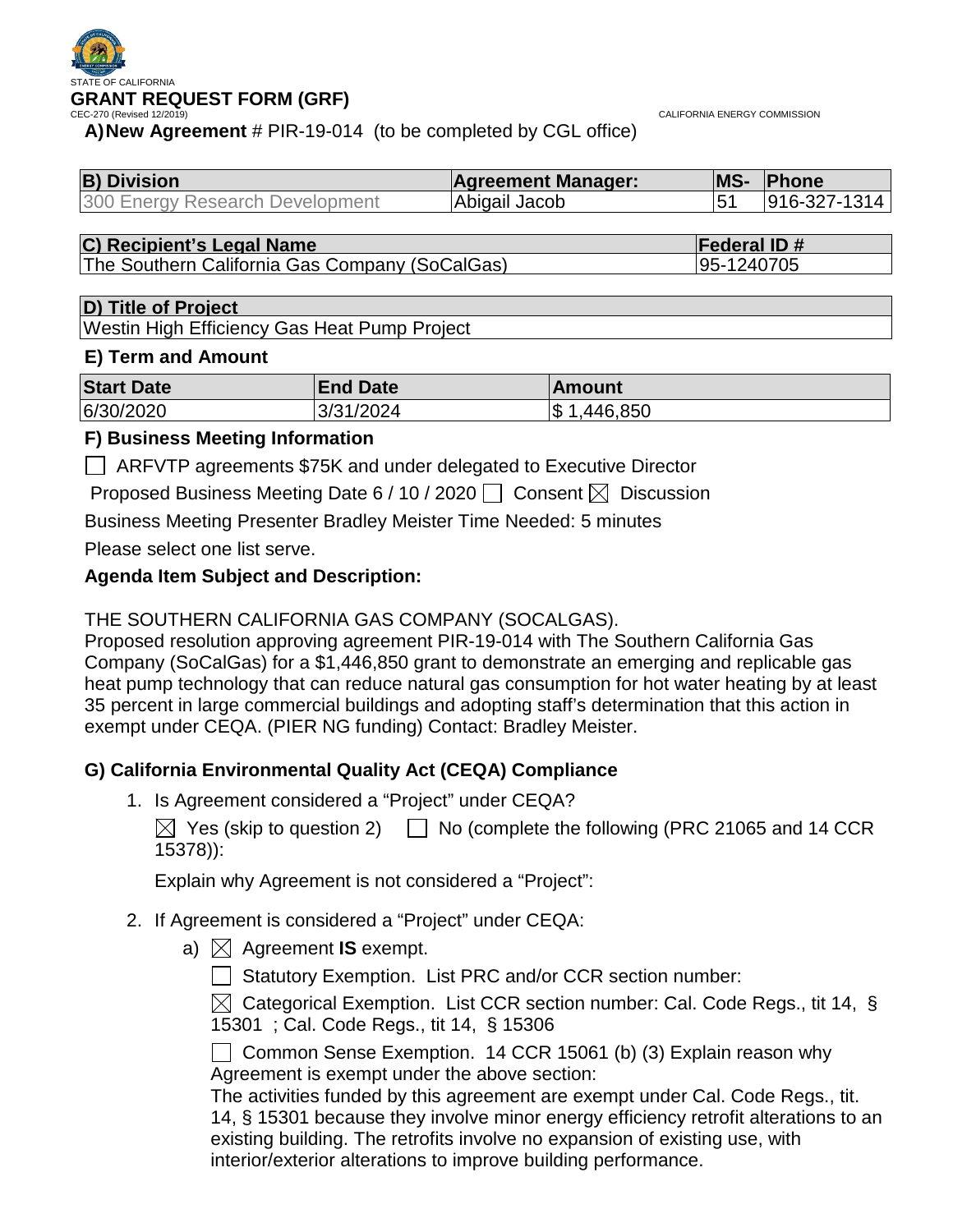STATE OF CALIFORNIA

# GRANT REQUEST FORM (GRF)

CEC-270 (Revised 12/2019) CALIFORNIA ENERGY COMMISSION

**A) New Agreement** # PIR-19-014 (to be completed by CGL office)

| B) Division | Agreement Manager: | MS- | Phone |
|---|---|---|---|
| 300 Energy Research Development | Abigail Jacob | 51 | 916-327-1314 |

| C) Recipient's Legal Name | Federal ID # |
|---|---|
| The Southern California Gas Company (SoCalGas) | 95-1240705 |

| D) Title of Project |
|---|
| Westin High Efficiency Gas Heat Pump Project |

**E) Term and Amount**

| Start Date | End Date | Amount |
|---|---|---|
| 6/30/2020 | 3/31/2024 | $ 1,446,850 |

**F) Business Meeting Information**

☐ ARFVTP agreements $75K and under delegated to Executive Director

Proposed Business Meeting Date 6 / 10 / 2020 ☐ Consent ☒ Discussion

Business Meeting Presenter Bradley Meister Time Needed: 5 minutes

Please select one list serve.

**Agenda Item Subject and Description:**

THE SOUTHERN CALIFORNIA GAS COMPANY (SOCALGAS).
Proposed resolution approving agreement PIR-19-014 with The Southern California Gas Company (SoCalGas) for a $1,446,850 grant to demonstrate an emerging and replicable gas heat pump technology that can reduce natural gas consumption for hot water heating by at least 35 percent in large commercial buildings and adopting staff's determination that this action in exempt under CEQA. (PIER NG funding) Contact: Bradley Meister.

**G) California Environmental Quality Act (CEQA) Compliance**

1. Is Agreement considered a "Project" under CEQA?

   ☒ Yes (skip to question 2) ☐ No (complete the following (PRC 21065 and 14 CCR 15378)):

   Explain why Agreement is not considered a "Project":

2. If Agreement is considered a "Project" under CEQA:

   a) ☒ Agreement **IS** exempt.

      ☐ Statutory Exemption. List PRC and/or CCR section number:

      ☒ Categorical Exemption. List CCR section number: Cal. Code Regs., tit 14, § 15301 ; Cal. Code Regs., tit 14, § 15306

      ☐ Common Sense Exemption. 14 CCR 15061 (b) (3) Explain reason why Agreement is exempt under the above section:

      The activities funded by this agreement are exempt under Cal. Code Regs., tit. 14, § 15301 because they involve minor energy efficiency retrofit alterations to an existing building. The retrofits involve no expansion of existing use, with interior/exterior alterations to improve building performance.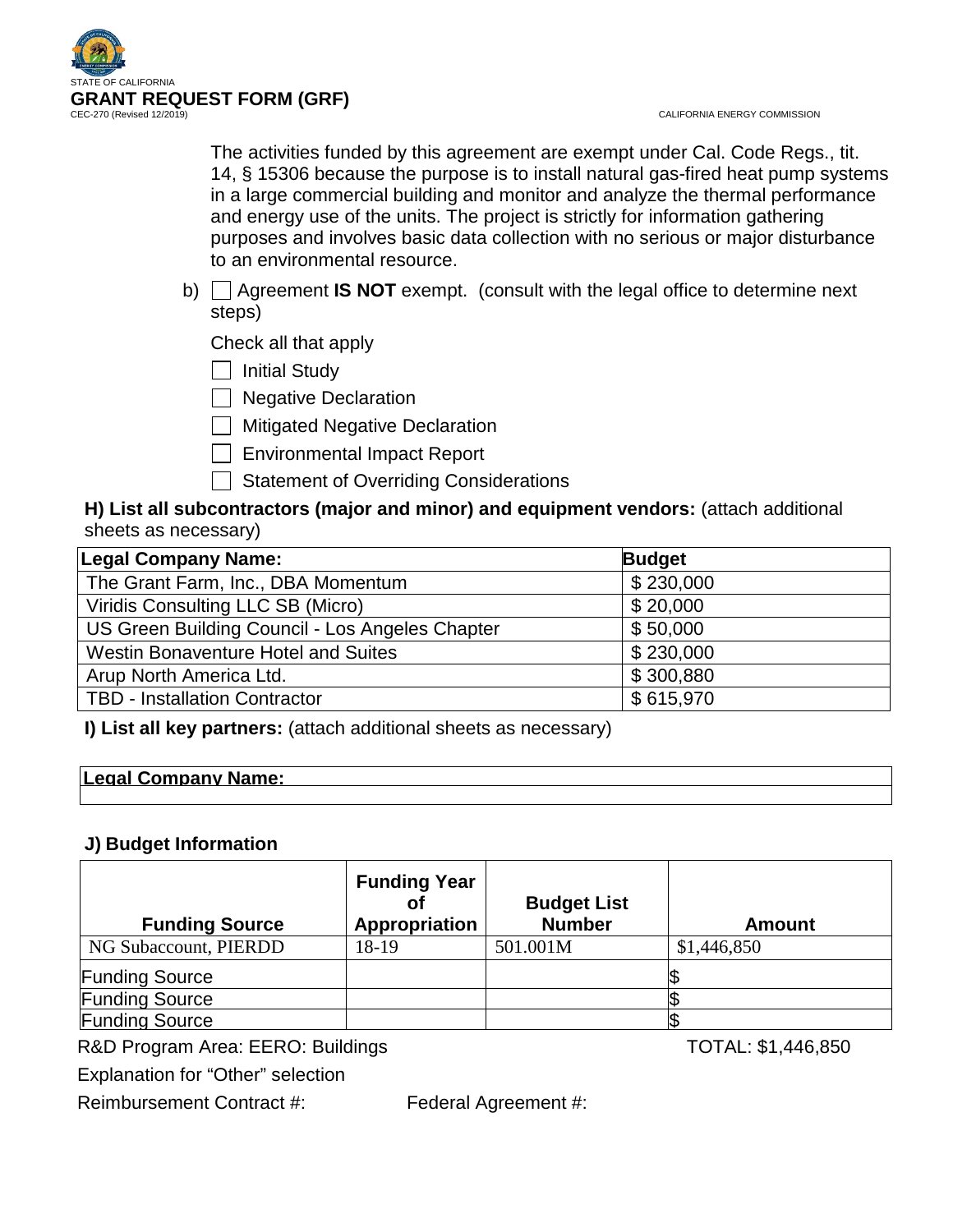The activities funded by this agreement are exempt under Cal. Code Regs., tit. 14, § 15306 because the purpose is to install natural gas-fired heat pump systems in a large commercial building and monitor and analyze the thermal performance and energy use of the units. The project is strictly for information gathering purposes and involves basic data collection with no serious or major disturbance to an environmental resource.

b) ☐ Agreement **IS NOT** exempt. (consult with the legal office to determine next steps)

Check all that apply

- ☐ Initial Study
- ☐ Negative Declaration
- ☐ Mitigated Negative Declaration
- ☐ Environmental Impact Report
- ☐ Statement of Overriding Considerations

**H) List all subcontractors (major and minor) and equipment vendors:** (attach additional sheets as necessary)

| Legal Company Name: | Budget |
|---|---|
| The Grant Farm, Inc., DBA Momentum | $ 230,000 |
| Viridis Consulting LLC SB (Micro) | $ 20,000 |
| US Green Building Council - Los Angeles Chapter | $ 50,000 |
| Westin Bonaventure Hotel and Suites | $ 230,000 |
| Arup North America Ltd. | $ 300,880 |
| TBD - Installation Contractor | $ 615,970 |

**I) List all key partners:** (attach additional sheets as necessary)

| Legal Company Name: |
|---|
| |

**J) Budget Information**

| Funding Source | Funding Year of Appropriation | Budget List Number | Amount |
|---|---|---|---|
| NG Subaccount, PIERDD | 18-19 | 501.001M | $1,446,850 |
| Funding Source | | | $ |
| Funding Source | | | $ |
| Funding Source | | | $ |

R&D Program Area: EERO: Buildings TOTAL: $1,446,850

Explanation for "Other" selection

Reimbursement Contract #: Federal Agreement #: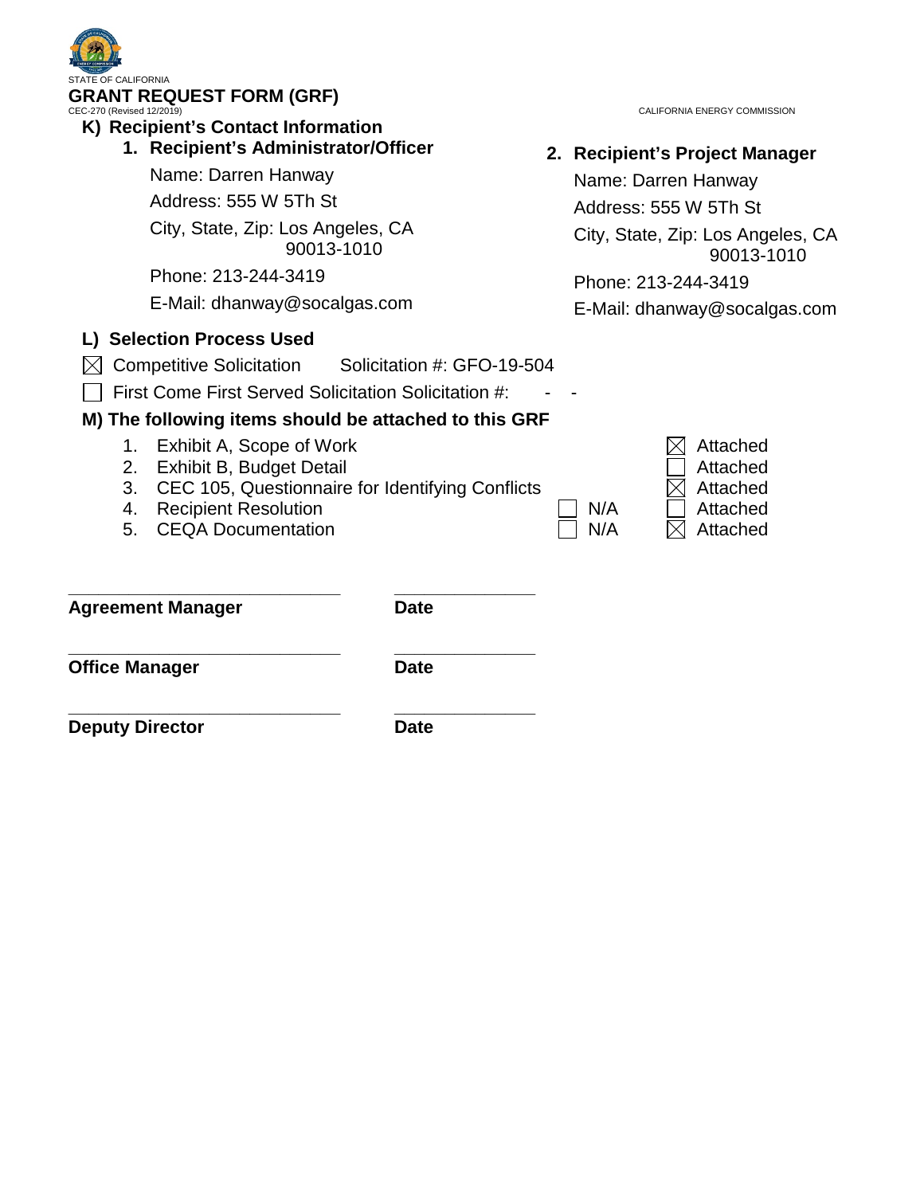STATE OF CALIFORNIA

# GRANT REQUEST FORM (GRF)

CEC-270 (Revised 12/2019)

CALIFORNIA ENERGY COMMISSION

## K) Recipient's Contact Information

### 1. Recipient's Administrator/Officer

Name: Darren Hanway

Address: 555 W 5Th St

City, State, Zip: Los Angeles, CA 90013-1010

Phone: 213-244-3419

E-Mail: dhanway@socalgas.com

### 2. Recipient's Project Manager

Name: Darren Hanway

Address: 555 W 5Th St

City, State, Zip: Los Angeles, CA 90013-1010

Phone: 213-244-3419

E-Mail: dhanway@socalgas.com

## L) Selection Process Used

☒ Competitive Solicitation   Solicitation #: GFO-19-504

☐ First Come First Served Solicitation Solicitation #:  - -

## M) The following items should be attached to this GRF

| Item | N/A | Attached |
|---|---|---|
| 1. Exhibit A, Scope of Work | | ☒ Attached |
| 2. Exhibit B, Budget Detail | | ☐ Attached |
| 3. CEC 105, Questionnaire for Identifying Conflicts | | ☒ Attached |
| 4. Recipient Resolution | ☐ N/A | ☐ Attached |
| 5. CEQA Documentation | ☐ N/A | ☒ Attached |

_____________________________ _______________

**Agreement Manager** **Date**

_____________________________ _______________

**Office Manager** **Date**

_____________________________ _______________

**Deputy Director** **Date**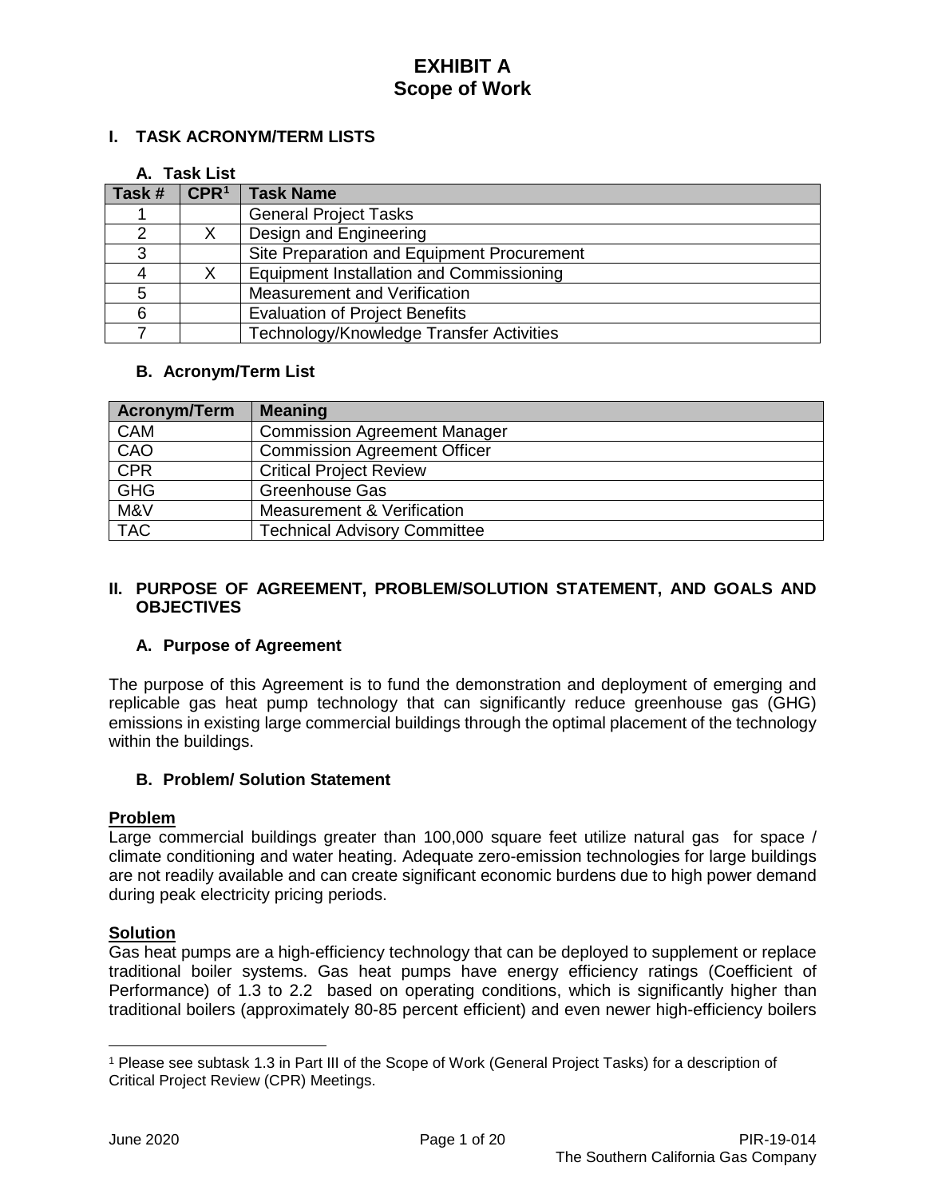# EXHIBIT A
# Scope of Work

## I. TASK ACRONYM/TERM LISTS

### A. Task List

| Task # | CPR[1] | Task Name |
|---|---|---|
| 1 | | General Project Tasks |
| 2 | X | Design and Engineering |
| 3 | | Site Preparation and Equipment Procurement |
| 4 | X | Equipment Installation and Commissioning |
| 5 | | Measurement and Verification |
| 6 | | Evaluation of Project Benefits |
| 7 | | Technology/Knowledge Transfer Activities |

### B. Acronym/Term List

| Acronym/Term | Meaning |
|---|---|
| CAM | Commission Agreement Manager |
| CAO | Commission Agreement Officer |
| CPR | Critical Project Review |
| GHG | Greenhouse Gas |
| M&V | Measurement & Verification |
| TAC | Technical Advisory Committee |

## II. PURPOSE OF AGREEMENT, PROBLEM/SOLUTION STATEMENT, AND GOALS AND OBJECTIVES

### A. Purpose of Agreement

The purpose of this Agreement is to fund the demonstration and deployment of emerging and replicable gas heat pump technology that can significantly reduce greenhouse gas (GHG) emissions in existing large commercial buildings through the optimal placement of the technology within the buildings.

### B. Problem/ Solution Statement

**Problem**

Large commercial buildings greater than 100,000 square feet utilize natural gas for space / climate conditioning and water heating. Adequate zero-emission technologies for large buildings are not readily available and can create significant economic burdens due to high power demand during peak electricity pricing periods.

**Solution**

Gas heat pumps are a high-efficiency technology that can be deployed to supplement or replace traditional boiler systems. Gas heat pumps have energy efficiency ratings (Coefficient of Performance) of 1.3 to 2.2 based on operating conditions, which is significantly higher than traditional boilers (approximately 80-85 percent efficient) and even newer high-efficiency boilers

[1] Please see subtask 1.3 in Part III of the Scope of Work (General Project Tasks) for a description of Critical Project Review (CPR) Meetings.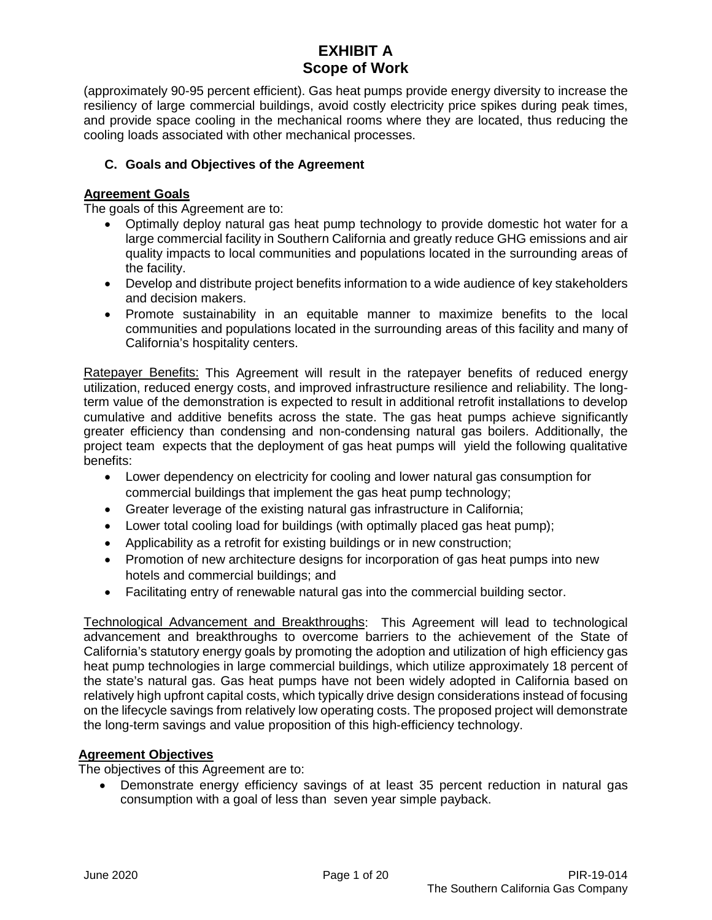(approximately 90-95 percent efficient). Gas heat pumps provide energy diversity to increase the resiliency of large commercial buildings, avoid costly electricity price spikes during peak times, and provide space cooling in the mechanical rooms where they are located, thus reducing the cooling loads associated with other mechanical processes.

### C. Goals and Objectives of the Agreement

**Agreement Goals**

The goals of this Agreement are to:

- Optimally deploy natural gas heat pump technology to provide domestic hot water for a large commercial facility in Southern California and greatly reduce GHG emissions and air quality impacts to local communities and populations located in the surrounding areas of the facility.
- Develop and distribute project benefits information to a wide audience of key stakeholders and decision makers.
- Promote sustainability in an equitable manner to maximize benefits to the local communities and populations located in the surrounding areas of this facility and many of California's hospitality centers.

Ratepayer Benefits: This Agreement will result in the ratepayer benefits of reduced energy utilization, reduced energy costs, and improved infrastructure resilience and reliability. The long-term value of the demonstration is expected to result in additional retrofit installations to develop cumulative and additive benefits across the state. The gas heat pumps achieve significantly greater efficiency than condensing and non-condensing natural gas boilers. Additionally, the project team expects that the deployment of gas heat pumps will yield the following qualitative benefits:

- Lower dependency on electricity for cooling and lower natural gas consumption for commercial buildings that implement the gas heat pump technology;
- Greater leverage of the existing natural gas infrastructure in California;
- Lower total cooling load for buildings (with optimally placed gas heat pump);
- Applicability as a retrofit for existing buildings or in new construction;
- Promotion of new architecture designs for incorporation of gas heat pumps into new hotels and commercial buildings; and
- Facilitating entry of renewable natural gas into the commercial building sector.

Technological Advancement and Breakthroughs: This Agreement will lead to technological advancement and breakthroughs to overcome barriers to the achievement of the State of California's statutory energy goals by promoting the adoption and utilization of high efficiency gas heat pump technologies in large commercial buildings, which utilize approximately 18 percent of the state's natural gas. Gas heat pumps have not been widely adopted in California based on relatively high upfront capital costs, which typically drive design considerations instead of focusing on the lifecycle savings from relatively low operating costs. The proposed project will demonstrate the long-term savings and value proposition of this high-efficiency technology.

**Agreement Objectives**

The objectives of this Agreement are to:

- Demonstrate energy efficiency savings of at least 35 percent reduction in natural gas consumption with a goal of less than seven year simple payback.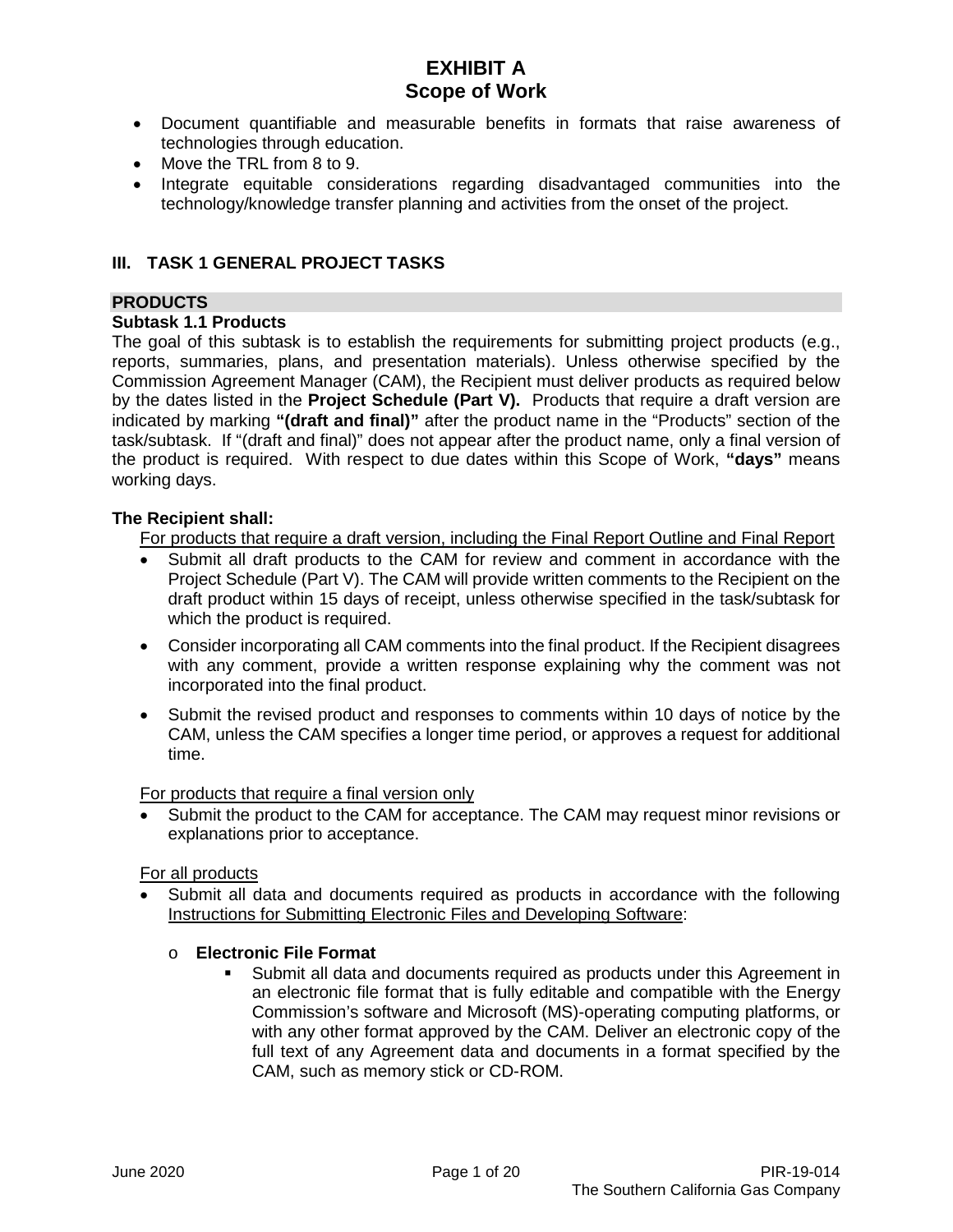# EXHIBIT A
# Scope of Work

- Document quantifiable and measurable benefits in formats that raise awareness of technologies through education.
- Move the TRL from 8 to 9.
- Integrate equitable considerations regarding disadvantaged communities into the technology/knowledge transfer planning and activities from the onset of the project.

## III. TASK 1 GENERAL PROJECT TASKS

### PRODUCTS

**Subtask 1.1 Products**

The goal of this subtask is to establish the requirements for submitting project products (e.g., reports, summaries, plans, and presentation materials). Unless otherwise specified by the Commission Agreement Manager (CAM), the Recipient must deliver products as required below by the dates listed in the **Project Schedule (Part V).** Products that require a draft version are indicated by marking **"(draft and final)"** after the product name in the "Products" section of the task/subtask. If "(draft and final)" does not appear after the product name, only a final version of the product is required. With respect to due dates within this Scope of Work, **"days"** means working days.

**The Recipient shall:**

For products that require a draft version, including the Final Report Outline and Final Report

- Submit all draft products to the CAM for review and comment in accordance with the Project Schedule (Part V). The CAM will provide written comments to the Recipient on the draft product within 15 days of receipt, unless otherwise specified in the task/subtask for which the product is required.
- Consider incorporating all CAM comments into the final product. If the Recipient disagrees with any comment, provide a written response explaining why the comment was not incorporated into the final product.
- Submit the revised product and responses to comments within 10 days of notice by the CAM, unless the CAM specifies a longer time period, or approves a request for additional time.

For products that require a final version only

- Submit the product to the CAM for acceptance. The CAM may request minor revisions or explanations prior to acceptance.

For all products

- Submit all data and documents required as products in accordance with the following Instructions for Submitting Electronic Files and Developing Software:
  - **Electronic File Format**
    - Submit all data and documents required as products under this Agreement in an electronic file format that is fully editable and compatible with the Energy Commission's software and Microsoft (MS)-operating computing platforms, or with any other format approved by the CAM. Deliver an electronic copy of the full text of any Agreement data and documents in a format specified by the CAM, such as memory stick or CD-ROM.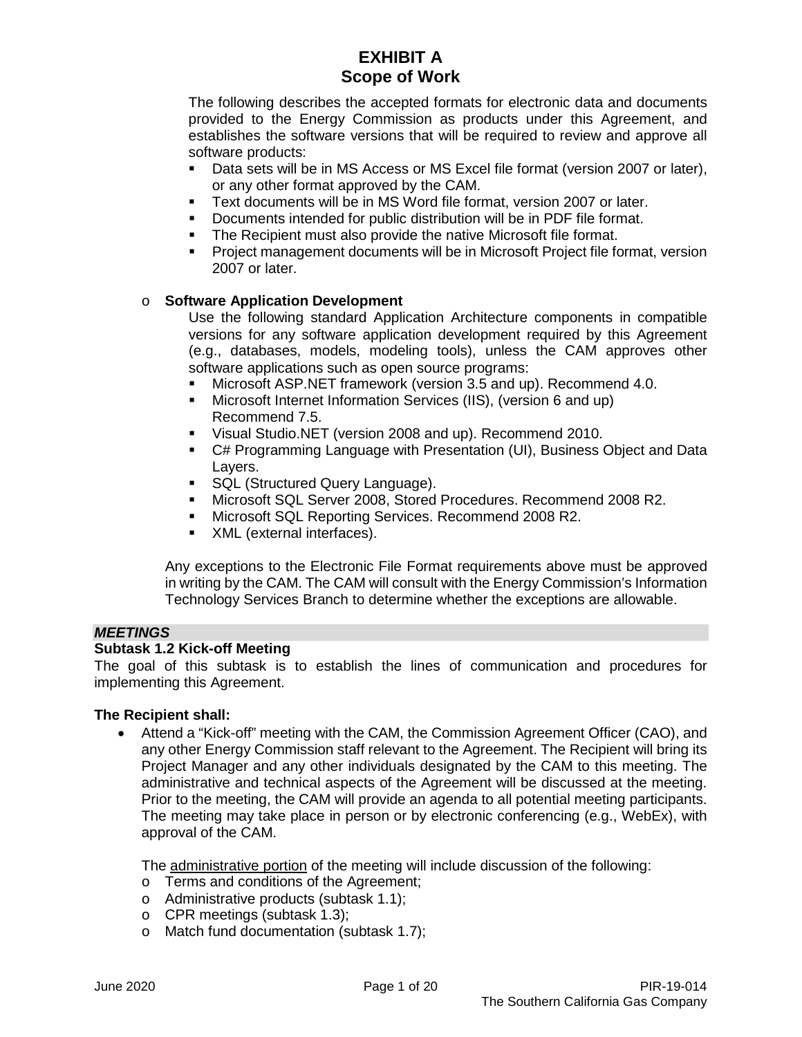# EXHIBIT A
## Scope of Work

The following describes the accepted formats for electronic data and documents provided to the Energy Commission as products under this Agreement, and establishes the software versions that will be required to review and approve all software products:

- Data sets will be in MS Access or MS Excel file format (version 2007 or later), or any other format approved by the CAM.
- Text documents will be in MS Word file format, version 2007 or later.
- Documents intended for public distribution will be in PDF file format.
- The Recipient must also provide the native Microsoft file format.
- Project management documents will be in Microsoft Project file format, version 2007 or later.

- **Software Application Development**

  Use the following standard Application Architecture components in compatible versions for any software application development required by this Agreement (e.g., databases, models, modeling tools), unless the CAM approves other software applications such as open source programs:

  - Microsoft ASP.NET framework (version 3.5 and up). Recommend 4.0.
  - Microsoft Internet Information Services (IIS), (version 6 and up) Recommend 7.5.
  - Visual Studio.NET (version 2008 and up). Recommend 2010.
  - C# Programming Language with Presentation (UI), Business Object and Data Layers.
  - SQL (Structured Query Language).
  - Microsoft SQL Server 2008, Stored Procedures. Recommend 2008 R2.
  - Microsoft SQL Reporting Services. Recommend 2008 R2.
  - XML (external interfaces).

  Any exceptions to the Electronic File Format requirements above must be approved in writing by the CAM. The CAM will consult with the Energy Commission's Information Technology Services Branch to determine whether the exceptions are allowable.

***MEETINGS***

**Subtask 1.2 Kick-off Meeting**

The goal of this subtask is to establish the lines of communication and procedures for implementing this Agreement.

**The Recipient shall:**

- Attend a "Kick-off" meeting with the CAM, the Commission Agreement Officer (CAO), and any other Energy Commission staff relevant to the Agreement. The Recipient will bring its Project Manager and any other individuals designated by the CAM to this meeting. The administrative and technical aspects of the Agreement will be discussed at the meeting. Prior to the meeting, the CAM will provide an agenda to all potential meeting participants. The meeting may take place in person or by electronic conferencing (e.g., WebEx), with approval of the CAM.

  The administrative portion of the meeting will include discussion of the following:
  - Terms and conditions of the Agreement;
  - Administrative products (subtask 1.1);
  - CPR meetings (subtask 1.3);
  - Match fund documentation (subtask 1.7);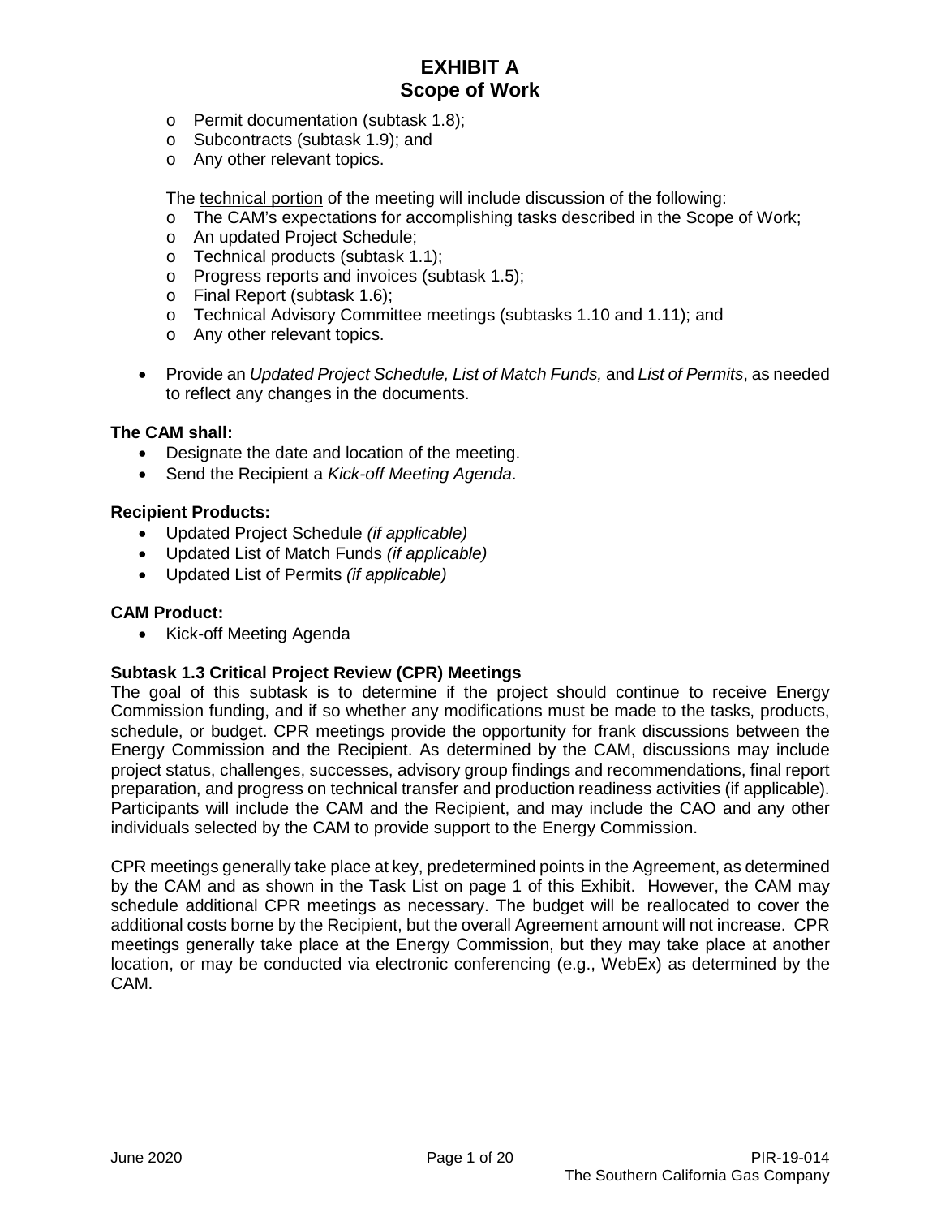- Permit documentation (subtask 1.8);
- Subcontracts (subtask 1.9); and
- Any other relevant topics.

The technical portion of the meeting will include discussion of the following:

- The CAM's expectations for accomplishing tasks described in the Scope of Work;
- An updated Project Schedule;
- Technical products (subtask 1.1);
- Progress reports and invoices (subtask 1.5);
- Final Report (subtask 1.6);
- Technical Advisory Committee meetings (subtasks 1.10 and 1.11); and
- Any other relevant topics.

- Provide an *Updated Project Schedule, List of Match Funds,* and *List of Permits*, as needed to reflect any changes in the documents.

**The CAM shall:**

- Designate the date and location of the meeting.
- Send the Recipient a *Kick-off Meeting Agenda*.

**Recipient Products:**

- Updated Project Schedule *(if applicable)*
- Updated List of Match Funds *(if applicable)*
- Updated List of Permits *(if applicable)*

**CAM Product:**

- Kick-off Meeting Agenda

**Subtask 1.3 Critical Project Review (CPR) Meetings**

The goal of this subtask is to determine if the project should continue to receive Energy Commission funding, and if so whether any modifications must be made to the tasks, products, schedule, or budget. CPR meetings provide the opportunity for frank discussions between the Energy Commission and the Recipient. As determined by the CAM, discussions may include project status, challenges, successes, advisory group findings and recommendations, final report preparation, and progress on technical transfer and production readiness activities (if applicable). Participants will include the CAM and the Recipient, and may include the CAO and any other individuals selected by the CAM to provide support to the Energy Commission.

CPR meetings generally take place at key, predetermined points in the Agreement, as determined by the CAM and as shown in the Task List on page 1 of this Exhibit. However, the CAM may schedule additional CPR meetings as necessary. The budget will be reallocated to cover the additional costs borne by the Recipient, but the overall Agreement amount will not increase. CPR meetings generally take place at the Energy Commission, but they may take place at another location, or may be conducted via electronic conferencing (e.g., WebEx) as determined by the CAM.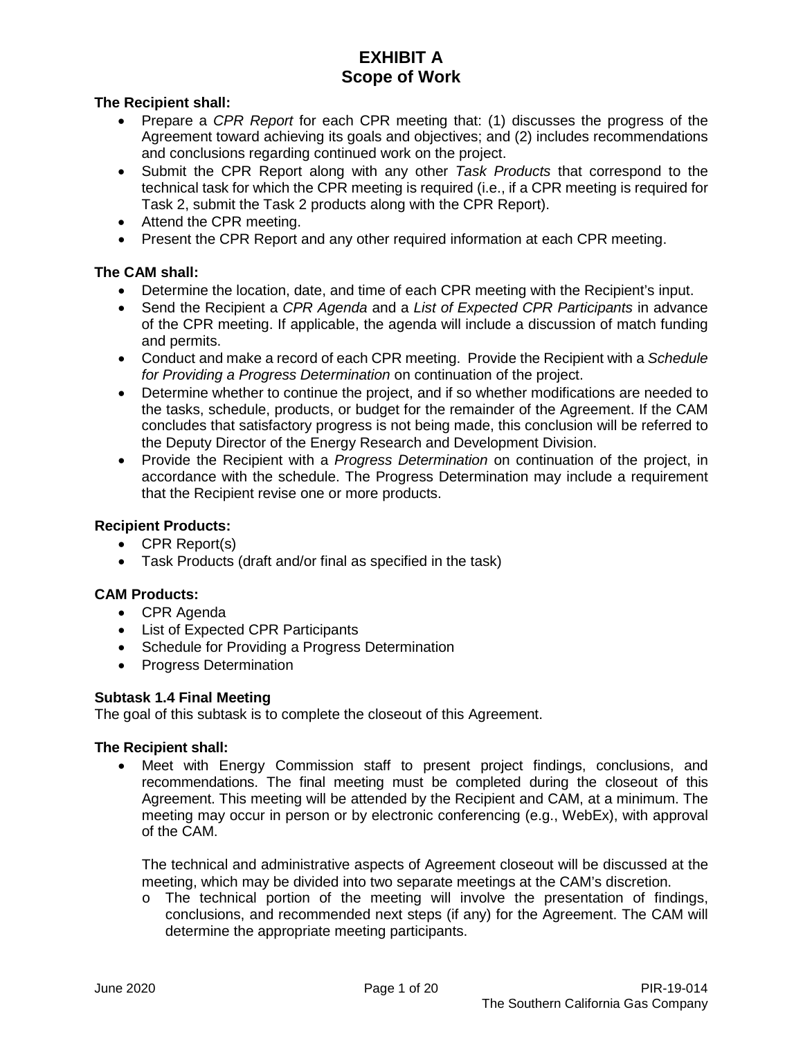# EXHIBIT A
## Scope of Work

**The Recipient shall:**

- Prepare a *CPR Report* for each CPR meeting that: (1) discusses the progress of the Agreement toward achieving its goals and objectives; and (2) includes recommendations and conclusions regarding continued work on the project.
- Submit the CPR Report along with any other *Task Products* that correspond to the technical task for which the CPR meeting is required (i.e., if a CPR meeting is required for Task 2, submit the Task 2 products along with the CPR Report).
- Attend the CPR meeting.
- Present the CPR Report and any other required information at each CPR meeting.

**The CAM shall:**

- Determine the location, date, and time of each CPR meeting with the Recipient's input.
- Send the Recipient a *CPR Agenda* and a *List of Expected CPR Participants* in advance of the CPR meeting. If applicable, the agenda will include a discussion of match funding and permits.
- Conduct and make a record of each CPR meeting. Provide the Recipient with a *Schedule for Providing a Progress Determination* on continuation of the project.
- Determine whether to continue the project, and if so whether modifications are needed to the tasks, schedule, products, or budget for the remainder of the Agreement. If the CAM concludes that satisfactory progress is not being made, this conclusion will be referred to the Deputy Director of the Energy Research and Development Division.
- Provide the Recipient with a *Progress Determination* on continuation of the project, in accordance with the schedule. The Progress Determination may include a requirement that the Recipient revise one or more products.

**Recipient Products:**

- CPR Report(s)
- Task Products (draft and/or final as specified in the task)

**CAM Products:**

- CPR Agenda
- List of Expected CPR Participants
- Schedule for Providing a Progress Determination
- Progress Determination

**Subtask 1.4 Final Meeting**

The goal of this subtask is to complete the closeout of this Agreement.

**The Recipient shall:**

- Meet with Energy Commission staff to present project findings, conclusions, and recommendations. The final meeting must be completed during the closeout of this Agreement. This meeting will be attended by the Recipient and CAM, at a minimum. The meeting may occur in person or by electronic conferencing (e.g., WebEx), with approval of the CAM.

  The technical and administrative aspects of Agreement closeout will be discussed at the meeting, which may be divided into two separate meetings at the CAM's discretion.

  - The technical portion of the meeting will involve the presentation of findings, conclusions, and recommended next steps (if any) for the Agreement. The CAM will determine the appropriate meeting participants.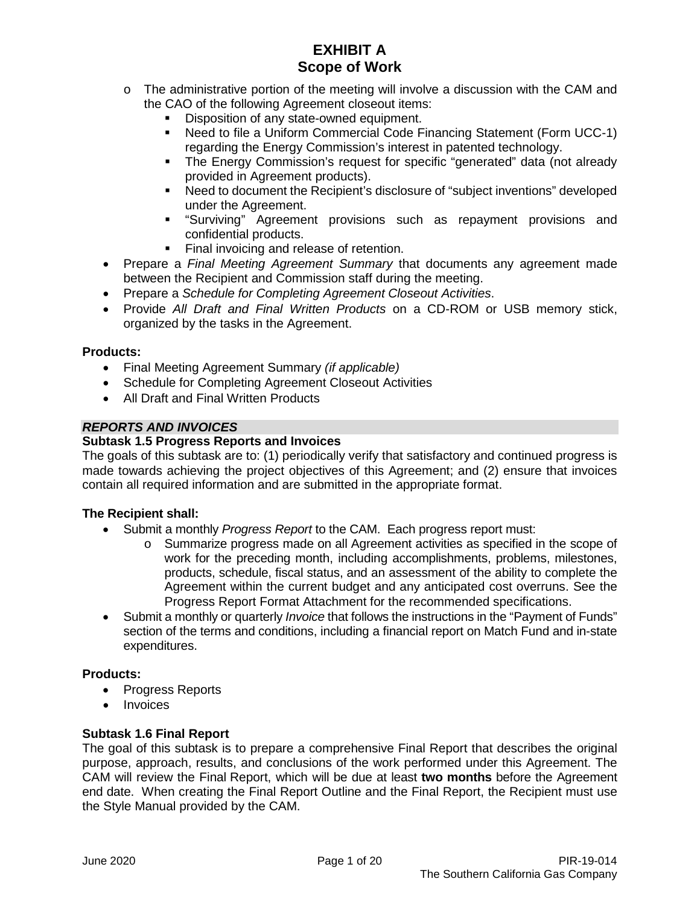# EXHIBIT A
## Scope of Work

- The administrative portion of the meeting will involve a discussion with the CAM and the CAO of the following Agreement closeout items:
  - Disposition of any state-owned equipment.
  - Need to file a Uniform Commercial Code Financing Statement (Form UCC-1) regarding the Energy Commission's interest in patented technology.
  - The Energy Commission's request for specific "generated" data (not already provided in Agreement products).
  - Need to document the Recipient's disclosure of "subject inventions" developed under the Agreement.
  - "Surviving" Agreement provisions such as repayment provisions and confidential products.
  - Final invoicing and release of retention.
- Prepare a *Final Meeting Agreement Summary* that documents any agreement made between the Recipient and Commission staff during the meeting.
- Prepare a *Schedule for Completing Agreement Closeout Activities*.
- Provide *All Draft and Final Written Products* on a CD-ROM or USB memory stick, organized by the tasks in the Agreement.

**Products:**

- Final Meeting Agreement Summary *(if applicable)*
- Schedule for Completing Agreement Closeout Activities
- All Draft and Final Written Products

***REPORTS AND INVOICES***

**Subtask 1.5 Progress Reports and Invoices**

The goals of this subtask are to: (1) periodically verify that satisfactory and continued progress is made towards achieving the project objectives of this Agreement; and (2) ensure that invoices contain all required information and are submitted in the appropriate format.

**The Recipient shall:**

- Submit a monthly *Progress Report* to the CAM. Each progress report must:
  - Summarize progress made on all Agreement activities as specified in the scope of work for the preceding month, including accomplishments, problems, milestones, products, schedule, fiscal status, and an assessment of the ability to complete the Agreement within the current budget and any anticipated cost overruns. See the Progress Report Format Attachment for the recommended specifications.
- Submit a monthly or quarterly *Invoice* that follows the instructions in the "Payment of Funds" section of the terms and conditions, including a financial report on Match Fund and in-state expenditures.

**Products:**

- Progress Reports
- Invoices

**Subtask 1.6 Final Report**

The goal of this subtask is to prepare a comprehensive Final Report that describes the original purpose, approach, results, and conclusions of the work performed under this Agreement. The CAM will review the Final Report, which will be due at least **two months** before the Agreement end date. When creating the Final Report Outline and the Final Report, the Recipient must use the Style Manual provided by the CAM.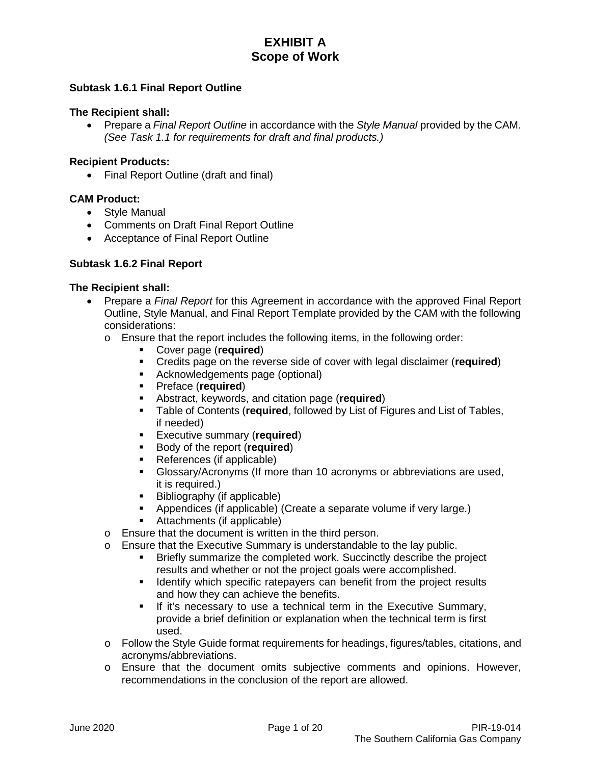# EXHIBIT A
## Scope of Work

**Subtask 1.6.1 Final Report Outline**

**The Recipient shall:**

- Prepare a *Final Report Outline* in accordance with the *Style Manual* provided by the CAM. *(See Task 1.1 for requirements for draft and final products.)*

**Recipient Products:**

- Final Report Outline (draft and final)

**CAM Product:**

- Style Manual
- Comments on Draft Final Report Outline
- Acceptance of Final Report Outline

**Subtask 1.6.2 Final Report**

**The Recipient shall:**

- Prepare a *Final Report* for this Agreement in accordance with the approved Final Report Outline, Style Manual, and Final Report Template provided by the CAM with the following considerations:
  - Ensure that the report includes the following items, in the following order:
    - Cover page (**required**)
    - Credits page on the reverse side of cover with legal disclaimer (**required**)
    - Acknowledgements page (optional)
    - Preface (**required**)
    - Abstract, keywords, and citation page (**required**)
    - Table of Contents (**required**, followed by List of Figures and List of Tables, if needed)
    - Executive summary (**required**)
    - Body of the report (**required**)
    - References (if applicable)
    - Glossary/Acronyms (If more than 10 acronyms or abbreviations are used, it is required.)
    - Bibliography (if applicable)
    - Appendices (if applicable) (Create a separate volume if very large.)
    - Attachments (if applicable)
  - Ensure that the document is written in the third person.
  - Ensure that the Executive Summary is understandable to the lay public.
    - Briefly summarize the completed work. Succinctly describe the project results and whether or not the project goals were accomplished.
    - Identify which specific ratepayers can benefit from the project results and how they can achieve the benefits.
    - If it's necessary to use a technical term in the Executive Summary, provide a brief definition or explanation when the technical term is first used.
  - Follow the Style Guide format requirements for headings, figures/tables, citations, and acronyms/abbreviations.
  - Ensure that the document omits subjective comments and opinions. However, recommendations in the conclusion of the report are allowed.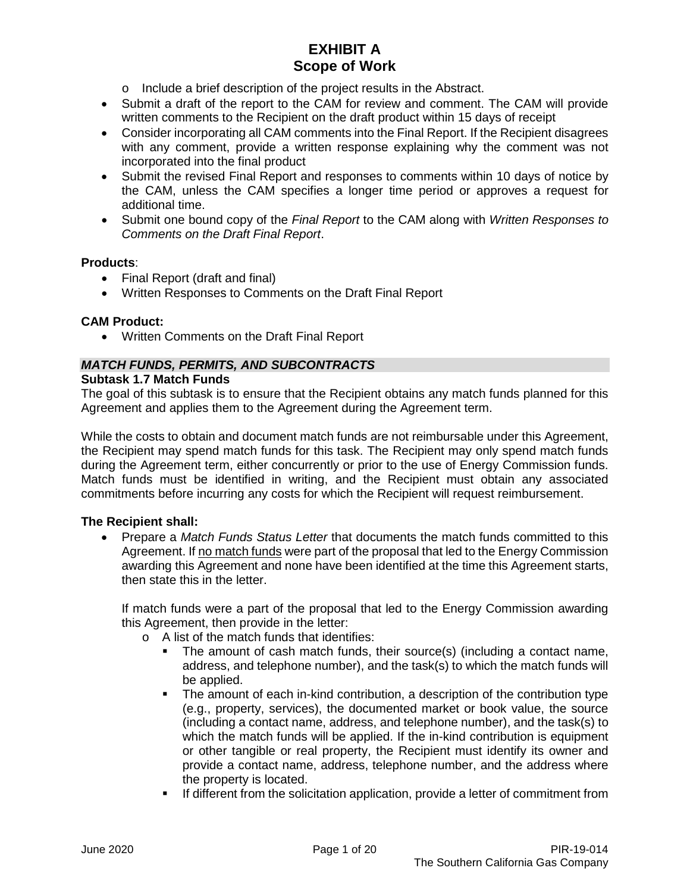- Include a brief description of the project results in the Abstract.
- Submit a draft of the report to the CAM for review and comment. The CAM will provide written comments to the Recipient on the draft product within 15 days of receipt
- Consider incorporating all CAM comments into the Final Report. If the Recipient disagrees with any comment, provide a written response explaining why the comment was not incorporated into the final product
- Submit the revised Final Report and responses to comments within 10 days of notice by the CAM, unless the CAM specifies a longer time period or approves a request for additional time.
- Submit one bound copy of the *Final Report* to the CAM along with *Written Responses to Comments on the Draft Final Report*.

**Products**:

- Final Report (draft and final)
- Written Responses to Comments on the Draft Final Report

**CAM Product:**

- Written Comments on the Draft Final Report

***MATCH FUNDS, PERMITS, AND SUBCONTRACTS***

**Subtask 1.7 Match Funds**

The goal of this subtask is to ensure that the Recipient obtains any match funds planned for this Agreement and applies them to the Agreement during the Agreement term.

While the costs to obtain and document match funds are not reimbursable under this Agreement, the Recipient may spend match funds for this task. The Recipient may only spend match funds during the Agreement term, either concurrently or prior to the use of Energy Commission funds. Match funds must be identified in writing, and the Recipient must obtain any associated commitments before incurring any costs for which the Recipient will request reimbursement.

**The Recipient shall:**

- Prepare a *Match Funds Status Letter* that documents the match funds committed to this Agreement. If no match funds were part of the proposal that led to the Energy Commission awarding this Agreement and none have been identified at the time this Agreement starts, then state this in the letter.

  If match funds were a part of the proposal that led to the Energy Commission awarding this Agreement, then provide in the letter:

  - A list of the match funds that identifies:
    - The amount of cash match funds, their source(s) (including a contact name, address, and telephone number), and the task(s) to which the match funds will be applied.
    - The amount of each in-kind contribution, a description of the contribution type (e.g., property, services), the documented market or book value, the source (including a contact name, address, and telephone number), and the task(s) to which the match funds will be applied. If the in-kind contribution is equipment or other tangible or real property, the Recipient must identify its owner and provide a contact name, address, telephone number, and the address where the property is located.
    - If different from the solicitation application, provide a letter of commitment from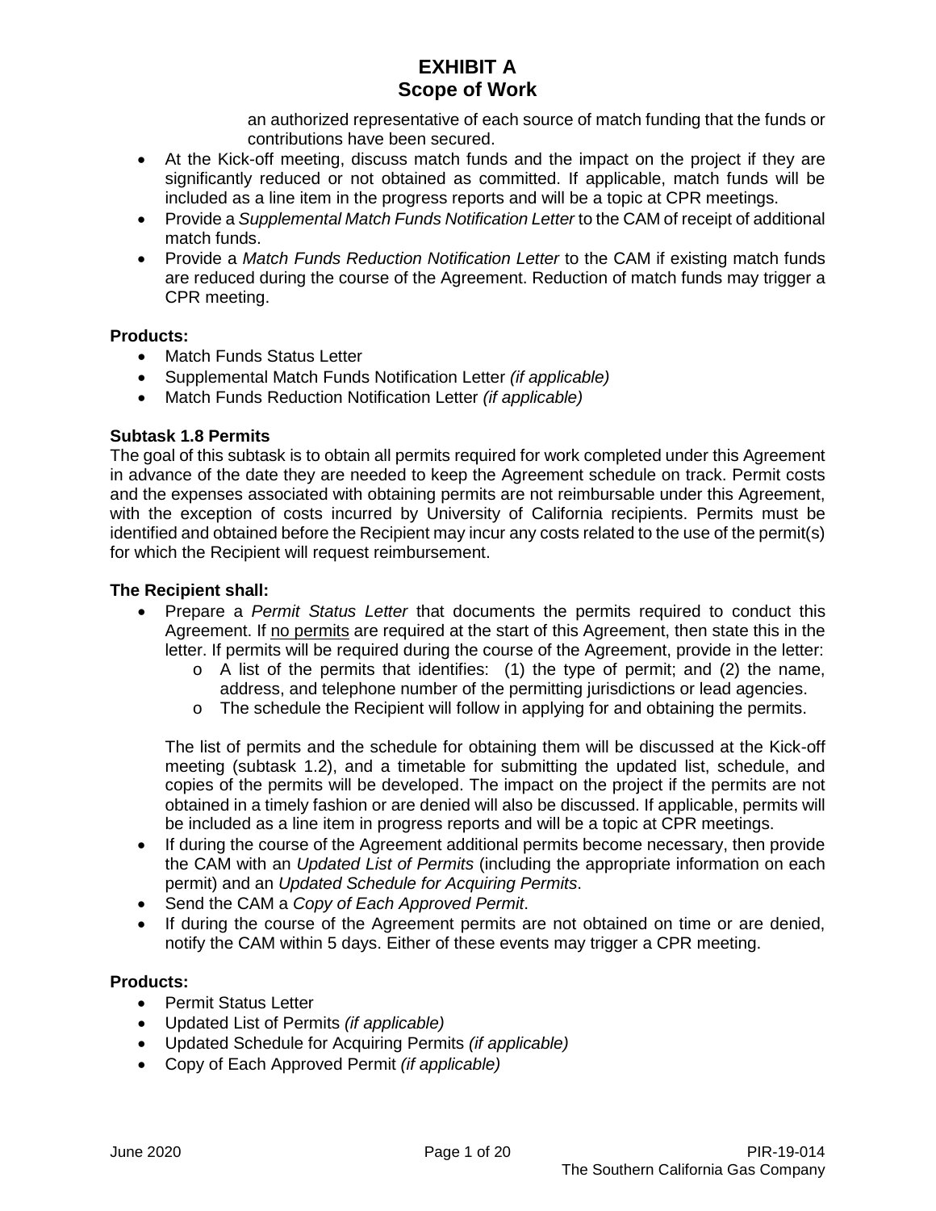an authorized representative of each source of match funding that the funds or contributions have been secured.

- At the Kick-off meeting, discuss match funds and the impact on the project if they are significantly reduced or not obtained as committed. If applicable, match funds will be included as a line item in the progress reports and will be a topic at CPR meetings.
- Provide a *Supplemental Match Funds Notification Letter* to the CAM of receipt of additional match funds.
- Provide a *Match Funds Reduction Notification Letter* to the CAM if existing match funds are reduced during the course of the Agreement. Reduction of match funds may trigger a CPR meeting.

**Products:**

- Match Funds Status Letter
- Supplemental Match Funds Notification Letter *(if applicable)*
- Match Funds Reduction Notification Letter *(if applicable)*

**Subtask 1.8 Permits**

The goal of this subtask is to obtain all permits required for work completed under this Agreement in advance of the date they are needed to keep the Agreement schedule on track. Permit costs and the expenses associated with obtaining permits are not reimbursable under this Agreement, with the exception of costs incurred by University of California recipients. Permits must be identified and obtained before the Recipient may incur any costs related to the use of the permit(s) for which the Recipient will request reimbursement.

**The Recipient shall:**

- Prepare a *Permit Status Letter* that documents the permits required to conduct this Agreement. If no permits are required at the start of this Agreement, then state this in the letter. If permits will be required during the course of the Agreement, provide in the letter:
    - A list of the permits that identifies: (1) the type of permit; and (2) the name, address, and telephone number of the permitting jurisdictions or lead agencies.
    - The schedule the Recipient will follow in applying for and obtaining the permits.

  The list of permits and the schedule for obtaining them will be discussed at the Kick-off meeting (subtask 1.2), and a timetable for submitting the updated list, schedule, and copies of the permits will be developed. The impact on the project if the permits are not obtained in a timely fashion or are denied will also be discussed. If applicable, permits will be included as a line item in progress reports and will be a topic at CPR meetings.
- If during the course of the Agreement additional permits become necessary, then provide the CAM with an *Updated List of Permits* (including the appropriate information on each permit) and an *Updated Schedule for Acquiring Permits*.
- Send the CAM a *Copy of Each Approved Permit*.
- If during the course of the Agreement permits are not obtained on time or are denied, notify the CAM within 5 days. Either of these events may trigger a CPR meeting.

**Products:**

- Permit Status Letter
- Updated List of Permits *(if applicable)*
- Updated Schedule for Acquiring Permits *(if applicable)*
- Copy of Each Approved Permit *(if applicable)*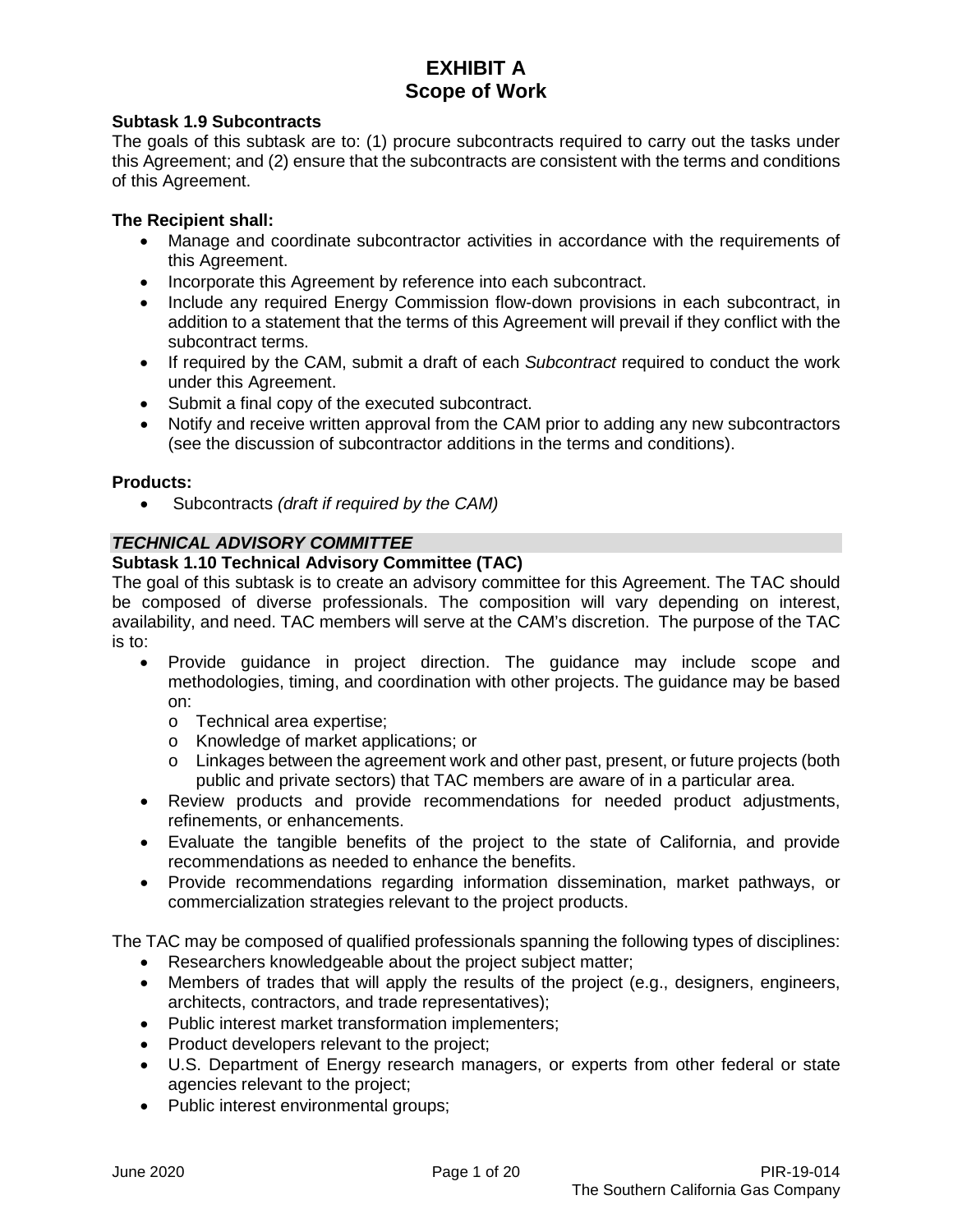# EXHIBIT A
# Scope of Work

### Subtask 1.9 Subcontracts

The goals of this subtask are to: (1) procure subcontracts required to carry out the tasks under this Agreement; and (2) ensure that the subcontracts are consistent with the terms and conditions of this Agreement.

**The Recipient shall:**

- Manage and coordinate subcontractor activities in accordance with the requirements of this Agreement.
- Incorporate this Agreement by reference into each subcontract.
- Include any required Energy Commission flow-down provisions in each subcontract, in addition to a statement that the terms of this Agreement will prevail if they conflict with the subcontract terms.
- If required by the CAM, submit a draft of each *Subcontract* required to conduct the work under this Agreement.
- Submit a final copy of the executed subcontract.
- Notify and receive written approval from the CAM prior to adding any new subcontractors (see the discussion of subcontractor additions in the terms and conditions).

**Products:**

- Subcontracts *(draft if required by the CAM)*

***TECHNICAL ADVISORY COMMITTEE***

### Subtask 1.10 Technical Advisory Committee (TAC)

The goal of this subtask is to create an advisory committee for this Agreement. The TAC should be composed of diverse professionals. The composition will vary depending on interest, availability, and need. TAC members will serve at the CAM's discretion. The purpose of the TAC is to:

- Provide guidance in project direction. The guidance may include scope and methodologies, timing, and coordination with other projects. The guidance may be based on:
  - Technical area expertise;
  - Knowledge of market applications; or
  - Linkages between the agreement work and other past, present, or future projects (both public and private sectors) that TAC members are aware of in a particular area.
- Review products and provide recommendations for needed product adjustments, refinements, or enhancements.
- Evaluate the tangible benefits of the project to the state of California, and provide recommendations as needed to enhance the benefits.
- Provide recommendations regarding information dissemination, market pathways, or commercialization strategies relevant to the project products.

The TAC may be composed of qualified professionals spanning the following types of disciplines:

- Researchers knowledgeable about the project subject matter;
- Members of trades that will apply the results of the project (e.g., designers, engineers, architects, contractors, and trade representatives);
- Public interest market transformation implementers;
- Product developers relevant to the project;
- U.S. Department of Energy research managers, or experts from other federal or state agencies relevant to the project;
- Public interest environmental groups;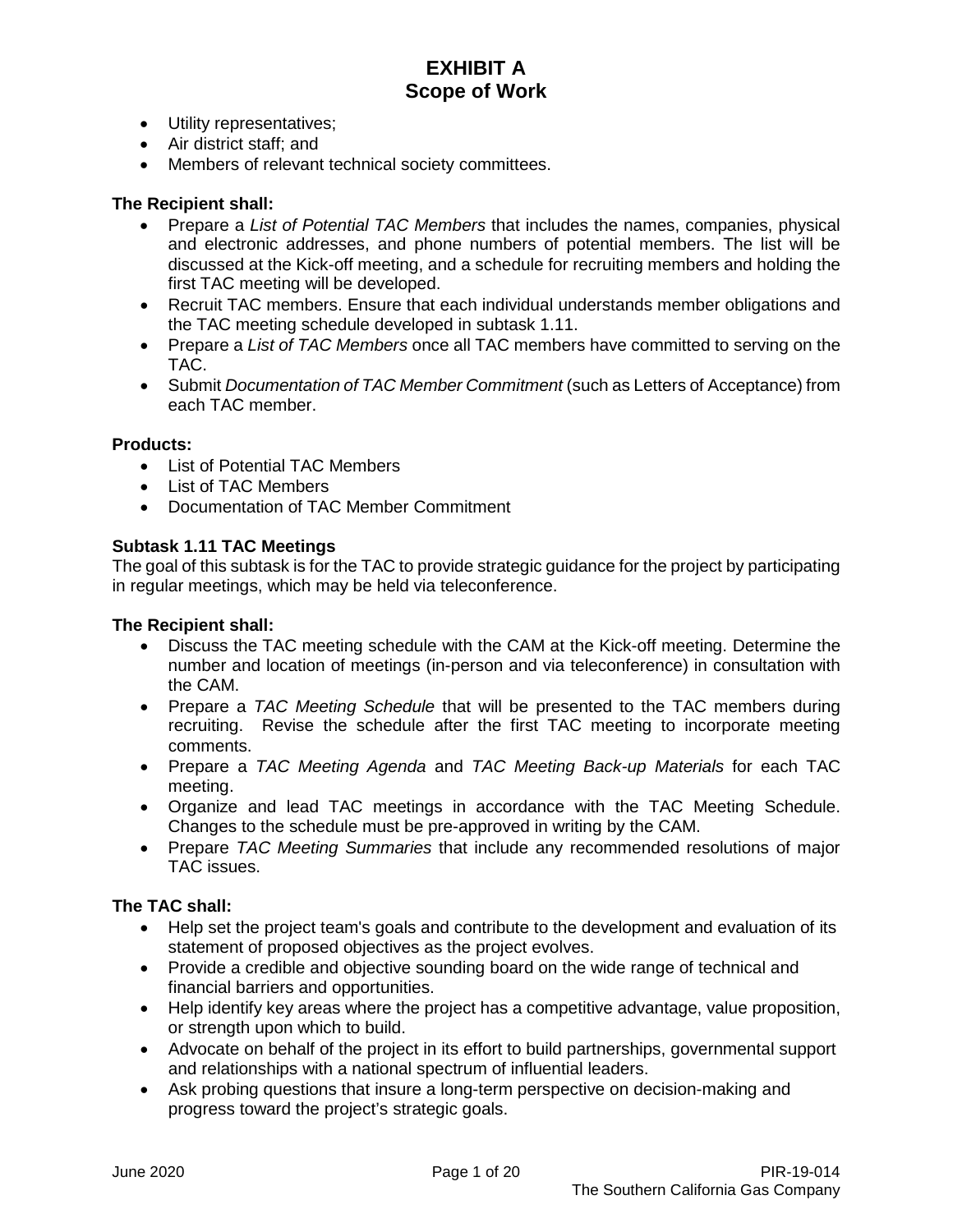- Utility representatives;
- Air district staff; and
- Members of relevant technical society committees.

**The Recipient shall:**

- Prepare a *List of Potential TAC Members* that includes the names, companies, physical and electronic addresses, and phone numbers of potential members. The list will be discussed at the Kick-off meeting, and a schedule for recruiting members and holding the first TAC meeting will be developed.
- Recruit TAC members. Ensure that each individual understands member obligations and the TAC meeting schedule developed in subtask 1.11.
- Prepare a *List of TAC Members* once all TAC members have committed to serving on the TAC.
- Submit *Documentation of TAC Member Commitment* (such as Letters of Acceptance) from each TAC member.

**Products:**

- List of Potential TAC Members
- List of TAC Members
- Documentation of TAC Member Commitment

### Subtask 1.11 TAC Meetings

The goal of this subtask is for the TAC to provide strategic guidance for the project by participating in regular meetings, which may be held via teleconference.

**The Recipient shall:**

- Discuss the TAC meeting schedule with the CAM at the Kick-off meeting. Determine the number and location of meetings (in-person and via teleconference) in consultation with the CAM.
- Prepare a *TAC Meeting Schedule* that will be presented to the TAC members during recruiting. Revise the schedule after the first TAC meeting to incorporate meeting comments.
- Prepare a *TAC Meeting Agenda* and *TAC Meeting Back-up Materials* for each TAC meeting.
- Organize and lead TAC meetings in accordance with the TAC Meeting Schedule. Changes to the schedule must be pre-approved in writing by the CAM.
- Prepare *TAC Meeting Summaries* that include any recommended resolutions of major TAC issues.

**The TAC shall:**

- Help set the project team's goals and contribute to the development and evaluation of its statement of proposed objectives as the project evolves.
- Provide a credible and objective sounding board on the wide range of technical and financial barriers and opportunities.
- Help identify key areas where the project has a competitive advantage, value proposition, or strength upon which to build.
- Advocate on behalf of the project in its effort to build partnerships, governmental support and relationships with a national spectrum of influential leaders.
- Ask probing questions that insure a long-term perspective on decision-making and progress toward the project's strategic goals.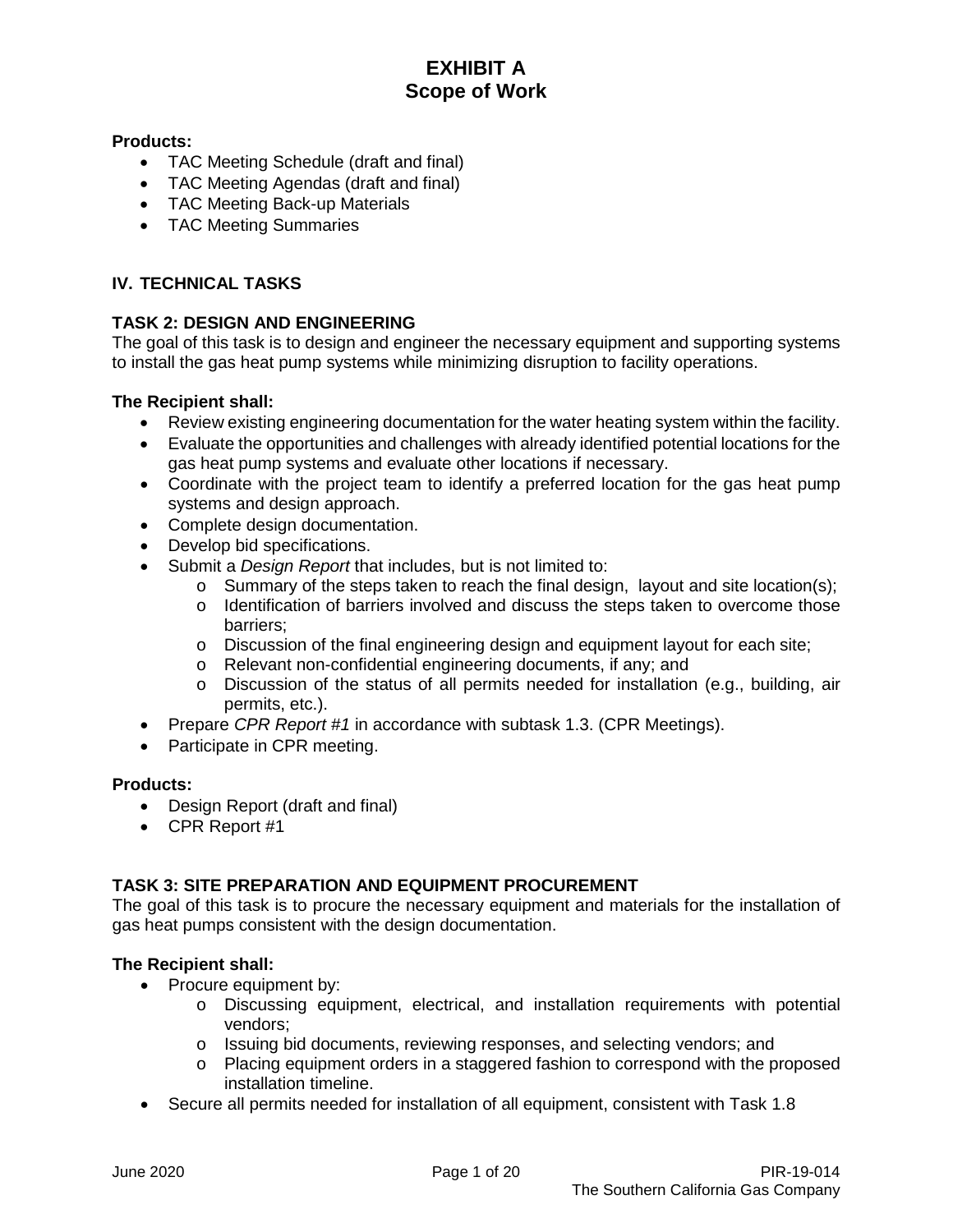# EXHIBIT A
# Scope of Work

**Products:**

- TAC Meeting Schedule (draft and final)
- TAC Meeting Agendas (draft and final)
- TAC Meeting Back-up Materials
- TAC Meeting Summaries

## IV. TECHNICAL TASKS

### TASK 2: DESIGN AND ENGINEERING

The goal of this task is to design and engineer the necessary equipment and supporting systems to install the gas heat pump systems while minimizing disruption to facility operations.

**The Recipient shall:**

- Review existing engineering documentation for the water heating system within the facility.
- Evaluate the opportunities and challenges with already identified potential locations for the gas heat pump systems and evaluate other locations if necessary.
- Coordinate with the project team to identify a preferred location for the gas heat pump systems and design approach.
- Complete design documentation.
- Develop bid specifications.
- Submit a *Design Report* that includes, but is not limited to:
    - Summary of the steps taken to reach the final design, layout and site location(s);
    - Identification of barriers involved and discuss the steps taken to overcome those barriers;
    - Discussion of the final engineering design and equipment layout for each site;
    - Relevant non-confidential engineering documents, if any; and
    - Discussion of the status of all permits needed for installation (e.g., building, air permits, etc.).
- Prepare *CPR Report #1* in accordance with subtask 1.3. (CPR Meetings).
- Participate in CPR meeting.

**Products:**

- Design Report (draft and final)
- CPR Report #1

### TASK 3: SITE PREPARATION AND EQUIPMENT PROCUREMENT

The goal of this task is to procure the necessary equipment and materials for the installation of gas heat pumps consistent with the design documentation.

**The Recipient shall:**

- Procure equipment by:
    - Discussing equipment, electrical, and installation requirements with potential vendors;
    - Issuing bid documents, reviewing responses, and selecting vendors; and
    - Placing equipment orders in a staggered fashion to correspond with the proposed installation timeline.
- Secure all permits needed for installation of all equipment, consistent with Task 1.8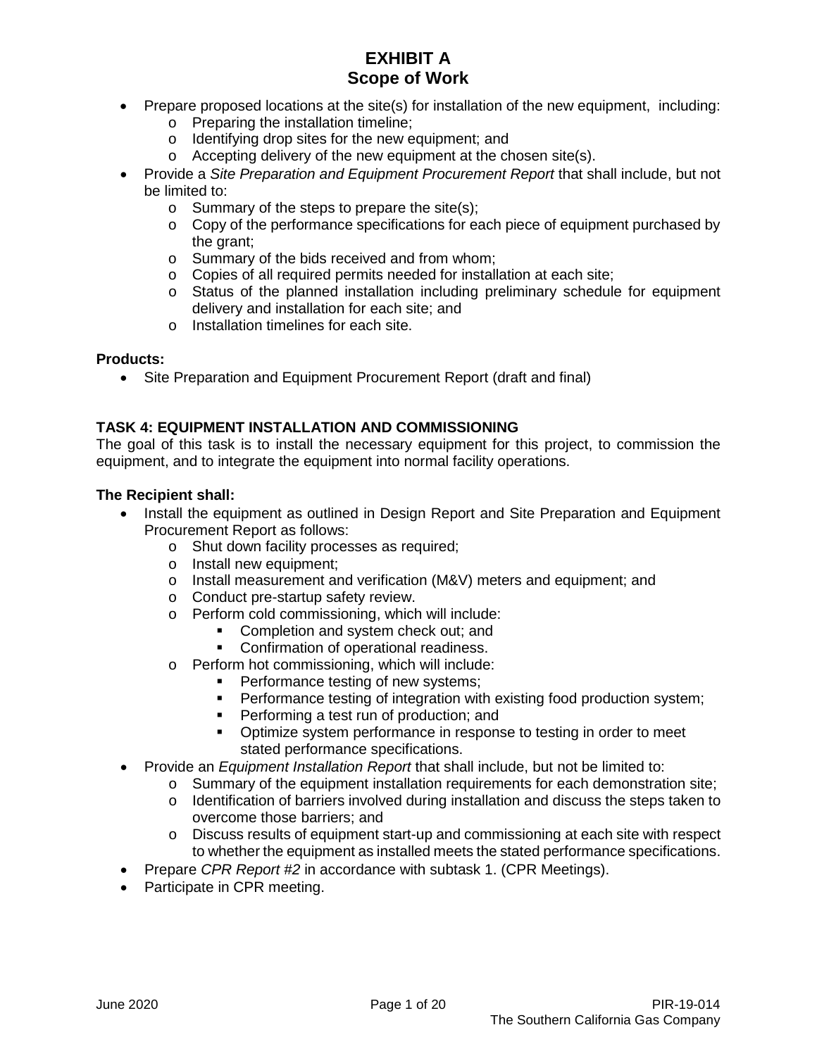- Prepare proposed locations at the site(s) for installation of the new equipment, including:
    - Preparing the installation timeline;
    - Identifying drop sites for the new equipment; and
    - Accepting delivery of the new equipment at the chosen site(s).
- Provide a *Site Preparation and Equipment Procurement Report* that shall include, but not be limited to:
    - Summary of the steps to prepare the site(s);
    - Copy of the performance specifications for each piece of equipment purchased by the grant;
    - Summary of the bids received and from whom;
    - Copies of all required permits needed for installation at each site;
    - Status of the planned installation including preliminary schedule for equipment delivery and installation for each site; and
    - Installation timelines for each site.

**Products:**

- Site Preparation and Equipment Procurement Report (draft and final)

**TASK 4: EQUIPMENT INSTALLATION AND COMMISSIONING**

The goal of this task is to install the necessary equipment for this project, to commission the equipment, and to integrate the equipment into normal facility operations.

**The Recipient shall:**

- Install the equipment as outlined in Design Report and Site Preparation and Equipment Procurement Report as follows:
    - Shut down facility processes as required;
    - Install new equipment;
    - Install measurement and verification (M&V) meters and equipment; and
    - Conduct pre-startup safety review.
    - Perform cold commissioning, which will include:
        - Completion and system check out; and
        - Confirmation of operational readiness.
    - Perform hot commissioning, which will include:
        - Performance testing of new systems;
        - Performance testing of integration with existing food production system;
        - Performing a test run of production; and
        - Optimize system performance in response to testing in order to meet stated performance specifications.
- Provide an *Equipment Installation Report* that shall include, but not be limited to:
    - Summary of the equipment installation requirements for each demonstration site;
    - Identification of barriers involved during installation and discuss the steps taken to overcome those barriers; and
    - Discuss results of equipment start-up and commissioning at each site with respect to whether the equipment as installed meets the stated performance specifications.
- Prepare *CPR Report #2* in accordance with subtask 1. (CPR Meetings).
- Participate in CPR meeting.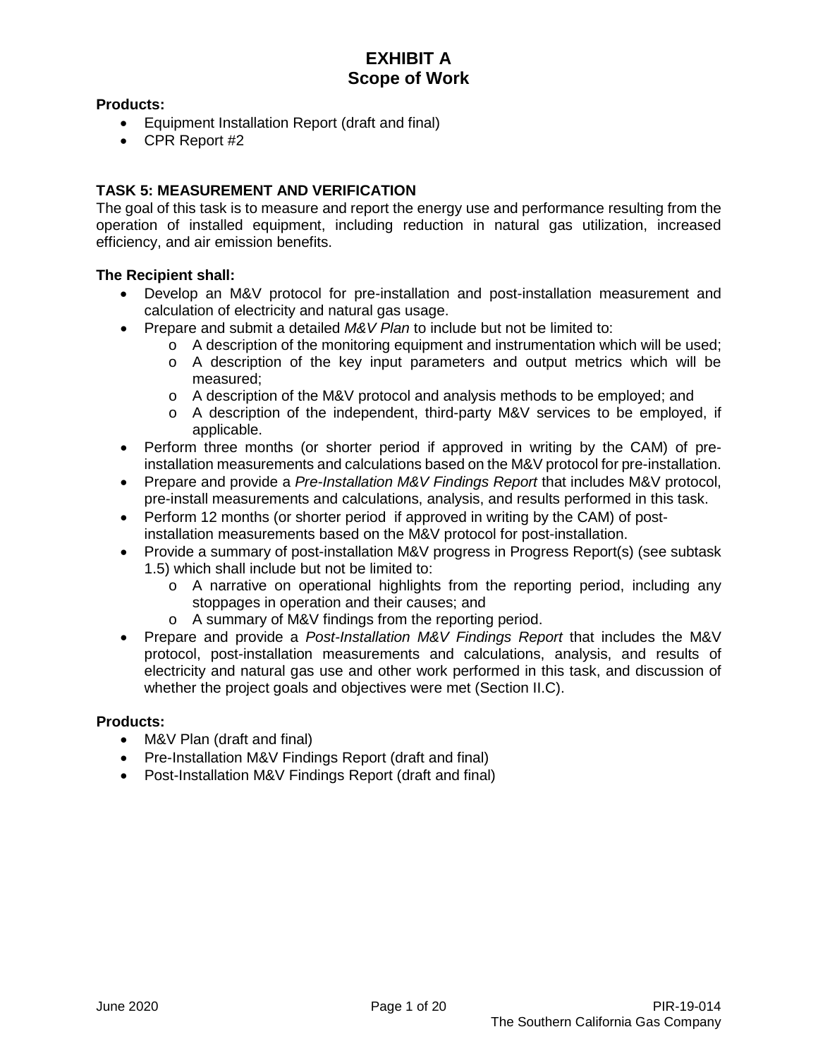**Products:**

- Equipment Installation Report (draft and final)
- CPR Report #2

**TASK 5: MEASUREMENT AND VERIFICATION**

The goal of this task is to measure and report the energy use and performance resulting from the operation of installed equipment, including reduction in natural gas utilization, increased efficiency, and air emission benefits.

**The Recipient shall:**

- Develop an M&V protocol for pre-installation and post-installation measurement and calculation of electricity and natural gas usage.
- Prepare and submit a detailed *M&V Plan* to include but not be limited to:
  - A description of the monitoring equipment and instrumentation which will be used;
  - A description of the key input parameters and output metrics which will be measured;
  - A description of the M&V protocol and analysis methods to be employed; and
  - A description of the independent, third-party M&V services to be employed, if applicable.
- Perform three months (or shorter period if approved in writing by the CAM) of pre-installation measurements and calculations based on the M&V protocol for pre-installation.
- Prepare and provide a *Pre-Installation M&V Findings Report* that includes M&V protocol, pre-install measurements and calculations, analysis, and results performed in this task.
- Perform 12 months (or shorter period if approved in writing by the CAM) of post-installation measurements based on the M&V protocol for post-installation.
- Provide a summary of post-installation M&V progress in Progress Report(s) (see subtask 1.5) which shall include but not be limited to:
  - A narrative on operational highlights from the reporting period, including any stoppages in operation and their causes; and
  - A summary of M&V findings from the reporting period.
- Prepare and provide a *Post-Installation M&V Findings Report* that includes the M&V protocol, post-installation measurements and calculations, analysis, and results of electricity and natural gas use and other work performed in this task, and discussion of whether the project goals and objectives were met (Section II.C).

**Products:**

- M&V Plan (draft and final)
- Pre-Installation M&V Findings Report (draft and final)
- Post-Installation M&V Findings Report (draft and final)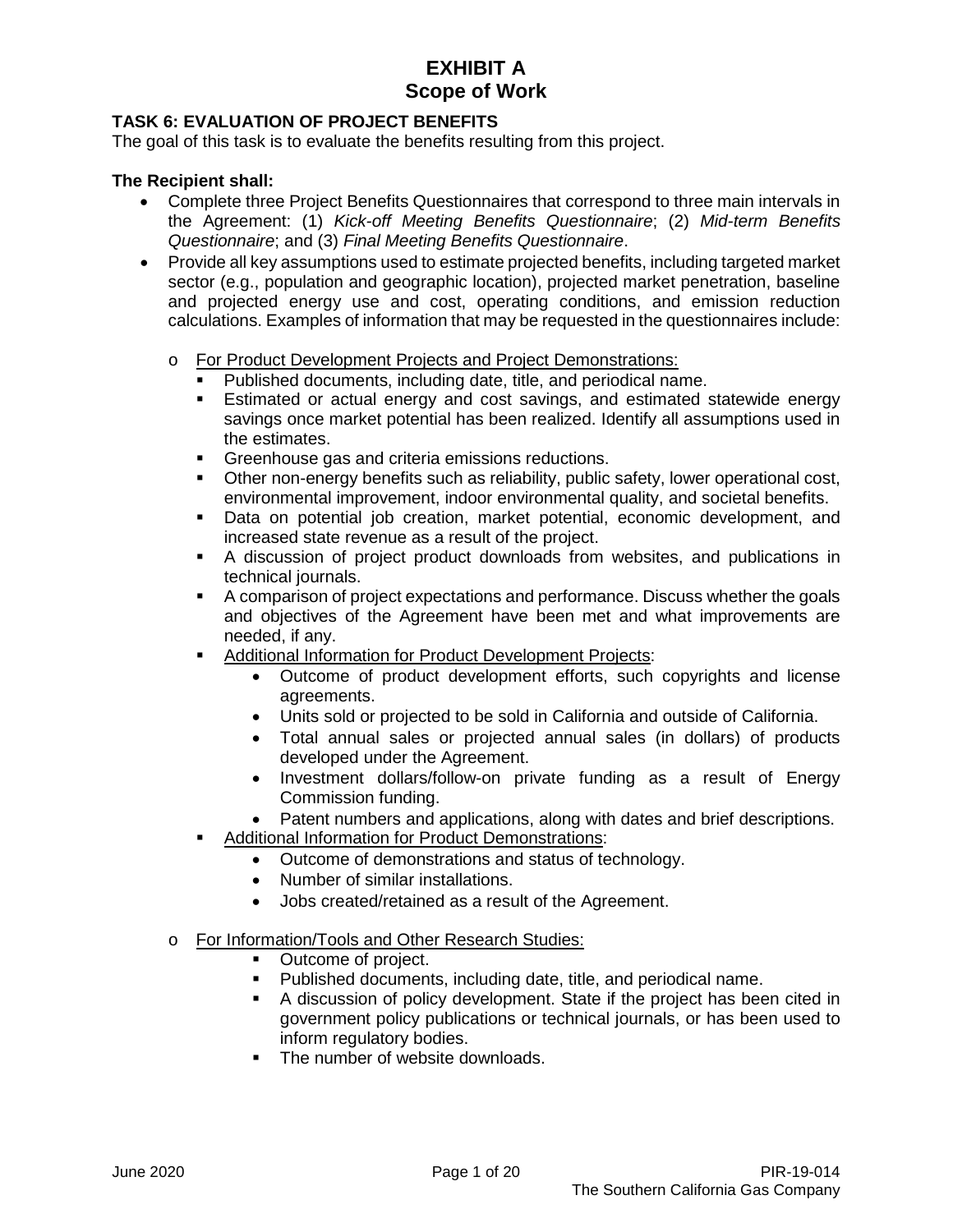# EXHIBIT A
## Scope of Work

### TASK 6: EVALUATION OF PROJECT BENEFITS

The goal of this task is to evaluate the benefits resulting from this project.

**The Recipient shall:**

- Complete three Project Benefits Questionnaires that correspond to three main intervals in the Agreement: (1) *Kick-off Meeting Benefits Questionnaire*; (2) *Mid-term Benefits Questionnaire*; and (3) *Final Meeting Benefits Questionnaire*.
- Provide all key assumptions used to estimate projected benefits, including targeted market sector (e.g., population and geographic location), projected market penetration, baseline and projected energy use and cost, operating conditions, and emission reduction calculations. Examples of information that may be requested in the questionnaires include:
  - For Product Development Projects and Project Demonstrations:
    - Published documents, including date, title, and periodical name.
    - Estimated or actual energy and cost savings, and estimated statewide energy savings once market potential has been realized. Identify all assumptions used in the estimates.
    - Greenhouse gas and criteria emissions reductions.
    - Other non-energy benefits such as reliability, public safety, lower operational cost, environmental improvement, indoor environmental quality, and societal benefits.
    - Data on potential job creation, market potential, economic development, and increased state revenue as a result of the project.
    - A discussion of project product downloads from websites, and publications in technical journals.
    - A comparison of project expectations and performance. Discuss whether the goals and objectives of the Agreement have been met and what improvements are needed, if any.
    - Additional Information for Product Development Projects:
      - Outcome of product development efforts, such copyrights and license agreements.
      - Units sold or projected to be sold in California and outside of California.
      - Total annual sales or projected annual sales (in dollars) of products developed under the Agreement.
      - Investment dollars/follow-on private funding as a result of Energy Commission funding.
      - Patent numbers and applications, along with dates and brief descriptions.
    - Additional Information for Product Demonstrations:
      - Outcome of demonstrations and status of technology.
      - Number of similar installations.
      - Jobs created/retained as a result of the Agreement.
  - For Information/Tools and Other Research Studies:
    - Outcome of project.
    - Published documents, including date, title, and periodical name.
    - A discussion of policy development. State if the project has been cited in government policy publications or technical journals, or has been used to inform regulatory bodies.
    - The number of website downloads.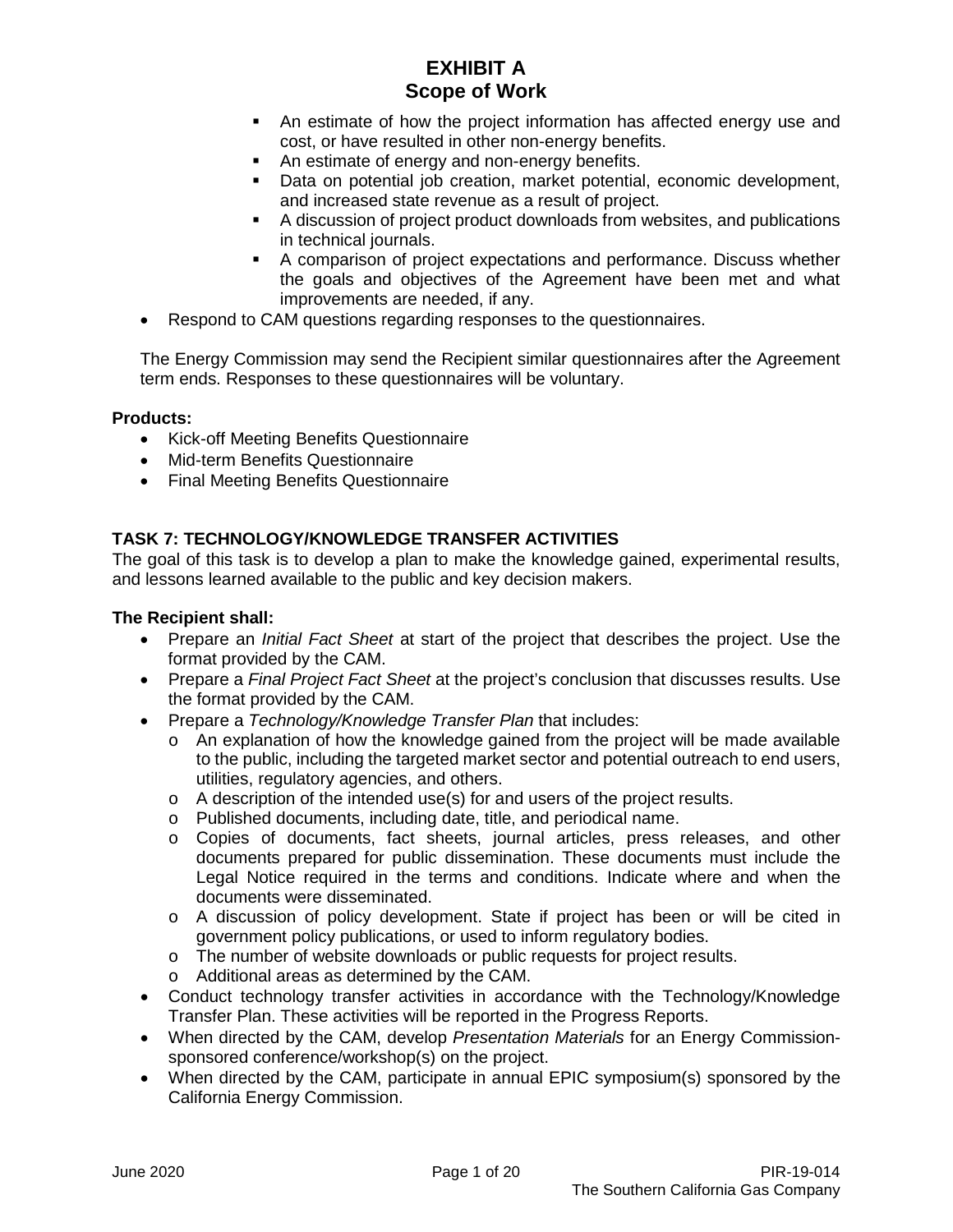- An estimate of how the project information has affected energy use and cost, or have resulted in other non-energy benefits.
    - An estimate of energy and non-energy benefits.
    - Data on potential job creation, market potential, economic development, and increased state revenue as a result of project.
    - A discussion of project product downloads from websites, and publications in technical journals.
    - A comparison of project expectations and performance. Discuss whether the goals and objectives of the Agreement have been met and what improvements are needed, if any.
- Respond to CAM questions regarding responses to the questionnaires.

The Energy Commission may send the Recipient similar questionnaires after the Agreement term ends. Responses to these questionnaires will be voluntary.

**Products:**

- Kick-off Meeting Benefits Questionnaire
- Mid-term Benefits Questionnaire
- Final Meeting Benefits Questionnaire

### TASK 7: TECHNOLOGY/KNOWLEDGE TRANSFER ACTIVITIES

The goal of this task is to develop a plan to make the knowledge gained, experimental results, and lessons learned available to the public and key decision makers.

**The Recipient shall:**

- Prepare an *Initial Fact Sheet* at start of the project that describes the project. Use the format provided by the CAM.
- Prepare a *Final Project Fact Sheet* at the project's conclusion that discusses results. Use the format provided by the CAM.
- Prepare a *Technology/Knowledge Transfer Plan* that includes:
    - An explanation of how the knowledge gained from the project will be made available to the public, including the targeted market sector and potential outreach to end users, utilities, regulatory agencies, and others.
    - A description of the intended use(s) for and users of the project results.
    - Published documents, including date, title, and periodical name.
    - Copies of documents, fact sheets, journal articles, press releases, and other documents prepared for public dissemination. These documents must include the Legal Notice required in the terms and conditions. Indicate where and when the documents were disseminated.
    - A discussion of policy development. State if project has been or will be cited in government policy publications, or used to inform regulatory bodies.
    - The number of website downloads or public requests for project results.
    - Additional areas as determined by the CAM.
- Conduct technology transfer activities in accordance with the Technology/Knowledge Transfer Plan. These activities will be reported in the Progress Reports.
- When directed by the CAM, develop *Presentation Materials* for an Energy Commission-sponsored conference/workshop(s) on the project.
- When directed by the CAM, participate in annual EPIC symposium(s) sponsored by the California Energy Commission.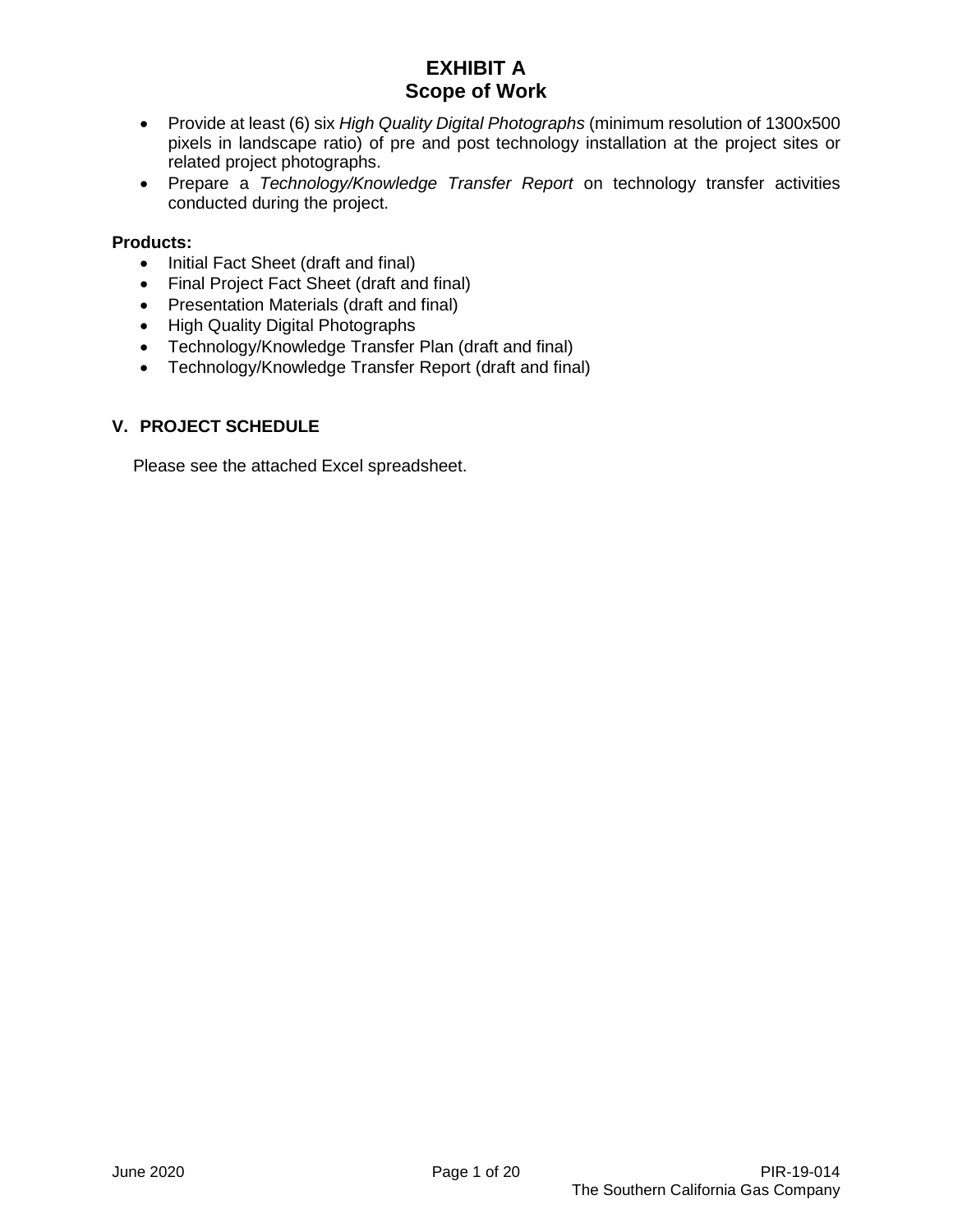- Provide at least (6) six *High Quality Digital Photographs* (minimum resolution of 1300x500 pixels in landscape ratio) of pre and post technology installation at the project sites or related project photographs.
- Prepare a *Technology/Knowledge Transfer Report* on technology transfer activities conducted during the project.

**Products:**

- Initial Fact Sheet (draft and final)
- Final Project Fact Sheet (draft and final)
- Presentation Materials (draft and final)
- High Quality Digital Photographs
- Technology/Knowledge Transfer Plan (draft and final)
- Technology/Knowledge Transfer Report (draft and final)

## V. PROJECT SCHEDULE

Please see the attached Excel spreadsheet.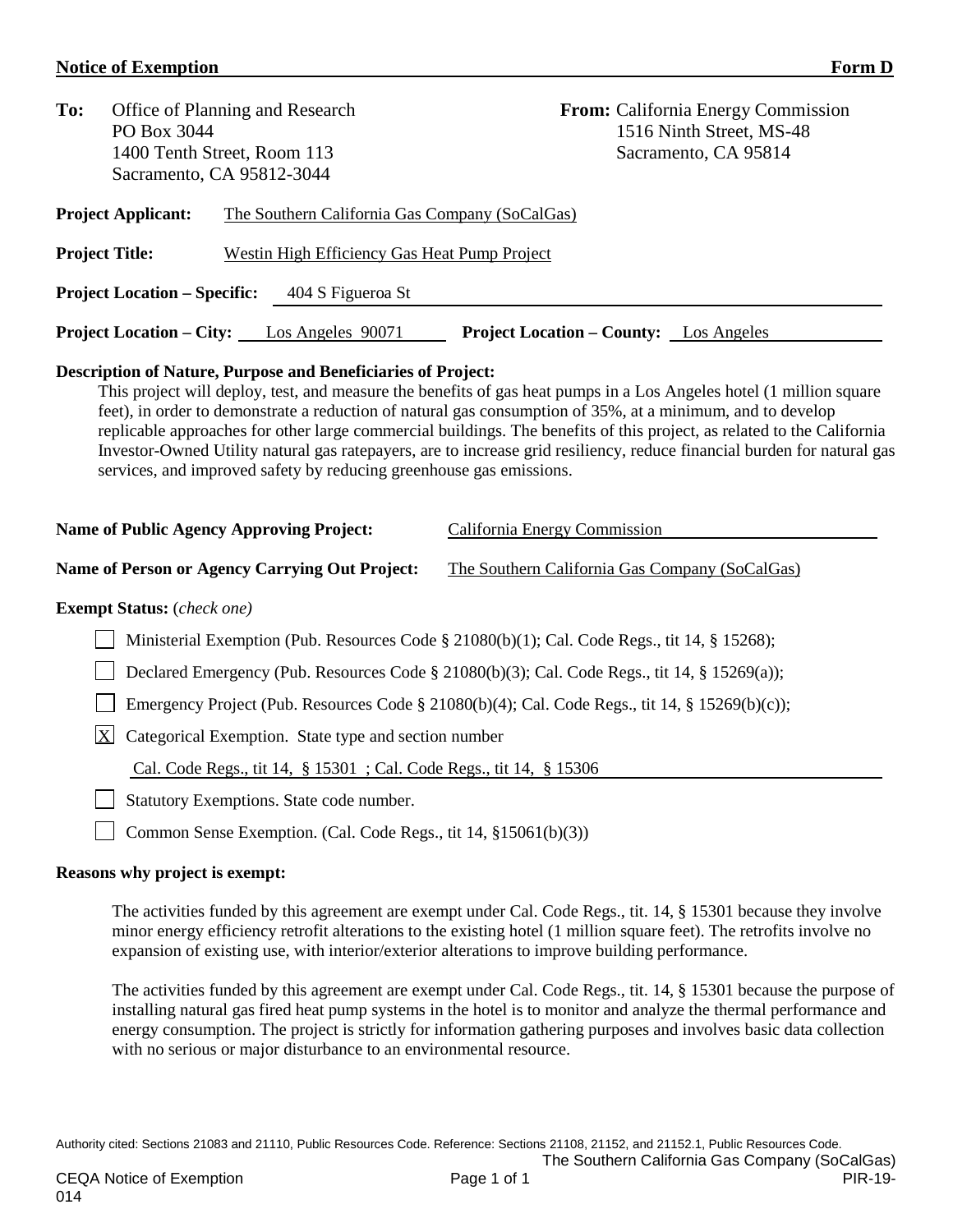**Notice of Exemption** **Form D**

**To:** Office of Planning and Research
PO Box 3044
1400 Tenth Street, Room 113
Sacramento, CA 95812-3044

**From:** California Energy Commission
1516 Ninth Street, MS-48
Sacramento, CA 95814

**Project Applicant:** The Southern California Gas Company (SoCalGas)

**Project Title:** Westin High Efficiency Gas Heat Pump Project

**Project Location – Specific:** 404 S Figueroa St

**Project Location – City:** Los Angeles 90071 **Project Location – County:** Los Angeles

**Description of Nature, Purpose and Beneficiaries of Project:**

This project will deploy, test, and measure the benefits of gas heat pumps in a Los Angeles hotel (1 million square feet), in order to demonstrate a reduction of natural gas consumption of 35%, at a minimum, and to develop replicable approaches for other large commercial buildings. The benefits of this project, as related to the California Investor-Owned Utility natural gas ratepayers, are to increase grid resiliency, reduce financial burden for natural gas services, and improved safety by reducing greenhouse gas emissions.

**Name of Public Agency Approving Project:** California Energy Commission

**Name of Person or Agency Carrying Out Project:** The Southern California Gas Company (SoCalGas)

**Exempt Status:** (*check one*)

- [ ] Ministerial Exemption (Pub. Resources Code § 21080(b)(1); Cal. Code Regs., tit 14, § 15268);
- [ ] Declared Emergency (Pub. Resources Code § 21080(b)(3); Cal. Code Regs., tit 14, § 15269(a));
- [ ] Emergency Project (Pub. Resources Code § 21080(b)(4); Cal. Code Regs., tit 14, § 15269(b)(c));
- [X] Categorical Exemption. State type and section number
  Cal. Code Regs., tit 14, § 15301 ; Cal. Code Regs., tit 14, § 15306
- [ ] Statutory Exemptions. State code number.
- [ ] Common Sense Exemption. (Cal. Code Regs., tit 14, §15061(b)(3))

**Reasons why project is exempt:**

The activities funded by this agreement are exempt under Cal. Code Regs., tit. 14, § 15301 because they involve minor energy efficiency retrofit alterations to the existing hotel (1 million square feet). The retrofits involve no expansion of existing use, with interior/exterior alterations to improve building performance.

The activities funded by this agreement are exempt under Cal. Code Regs., tit. 14, § 15301 because the purpose of installing natural gas fired heat pump systems in the hotel is to monitor and analyze the thermal performance and energy consumption. The project is strictly for information gathering purposes and involves basic data collection with no serious or major disturbance to an environmental resource.

Authority cited: Sections 21083 and 21110, Public Resources Code. Reference: Sections 21108, 21152, and 21152.1, Public Resources Code.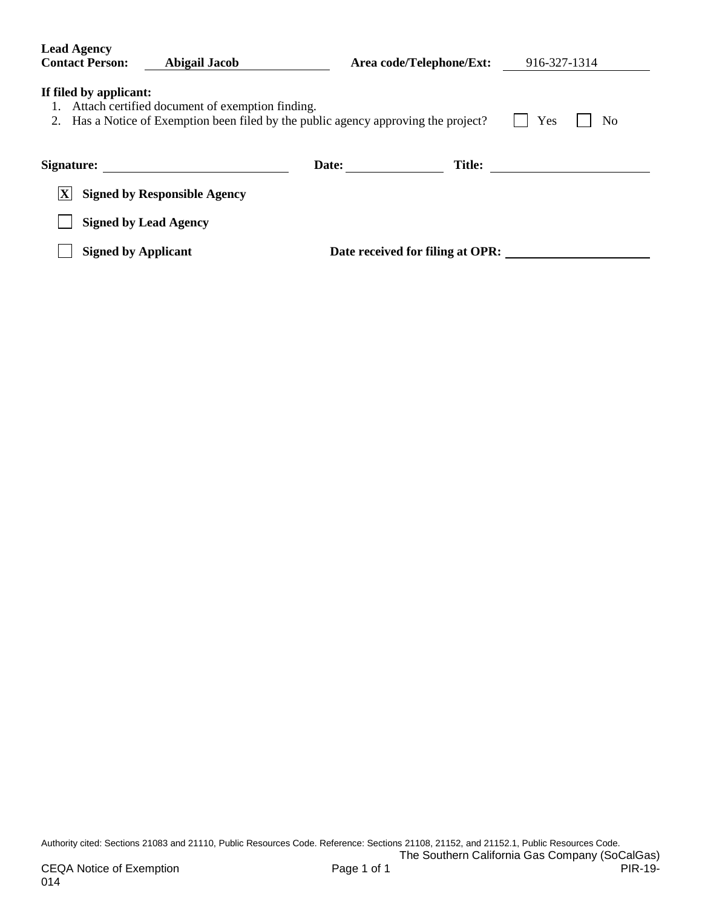**Lead Agency Contact Person:** Abigail Jacob **Area code/Telephone/Ext:** 916-327-1314

**If filed by applicant:**

1. Attach certified document of exemption finding.
2. Has a Notice of Exemption been filed by the public agency approving the project? ☐ Yes ☐ No

**Signature:** \_\_\_\_\_\_\_\_\_\_\_\_\_\_\_\_\_\_\_\_ **Date:** \_\_\_\_\_\_\_\_\_\_ **Title:** \_\_\_\_\_\_\_\_\_\_\_\_\_\_\_\_\_\_\_\_

☒ **Signed by Responsible Agency**

☐ **Signed by Lead Agency**

☐ **Signed by Applicant** **Date received for filing at OPR:** \_\_\_\_\_\_\_\_\_\_\_\_\_\_\_\_\_\_\_\_

Authority cited: Sections 21083 and 21110, Public Resources Code. Reference: Sections 21108, 21152, and 21152.1, Public Resources Code.

The Southern California Gas Company (SoCalGas)

CEQA Notice of Exemption PIR-19-014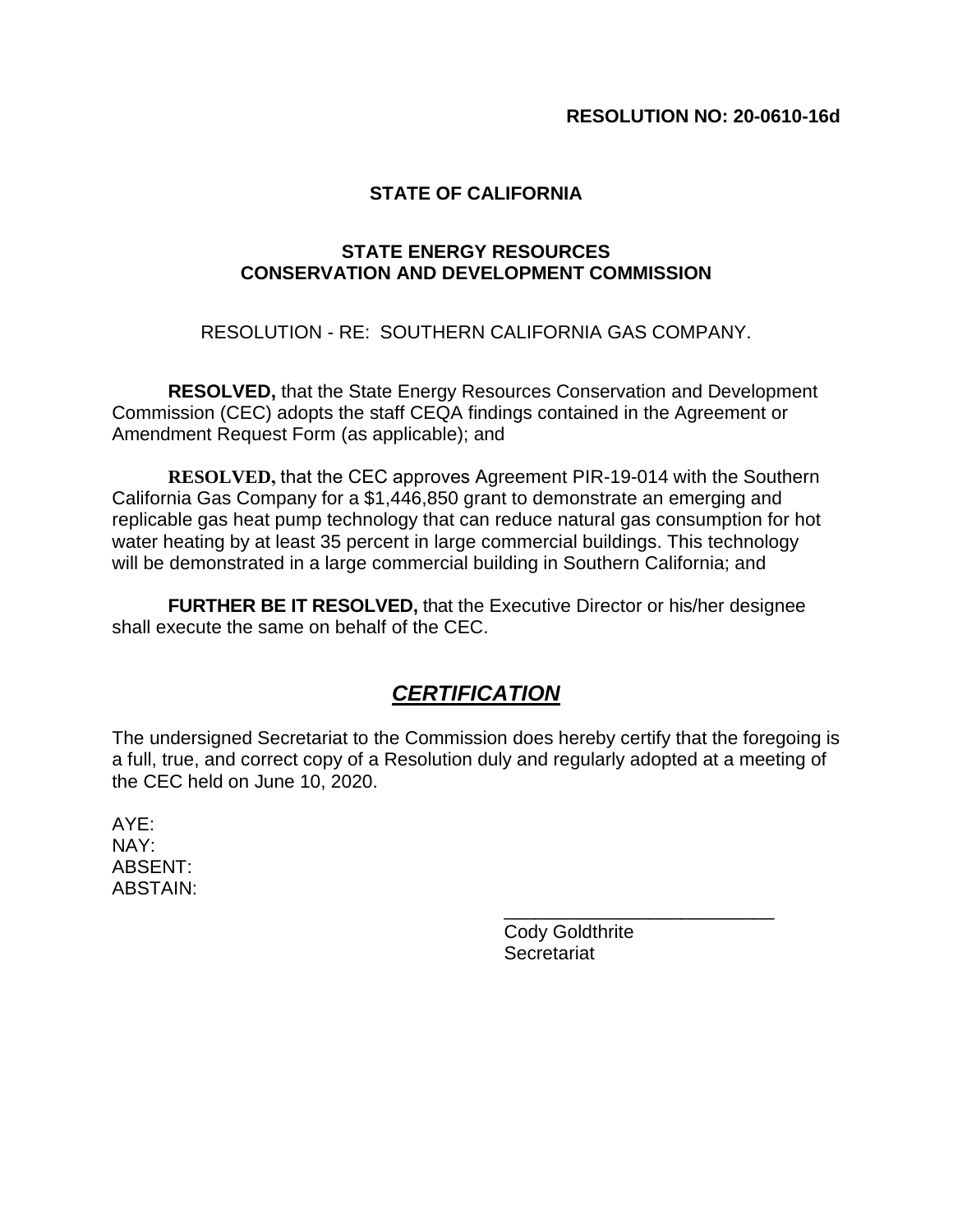**RESOLUTION NO: 20-0610-16d**

**STATE OF CALIFORNIA**

**STATE ENERGY RESOURCES**
**CONSERVATION AND DEVELOPMENT COMMISSION**

RESOLUTION - RE: SOUTHERN CALIFORNIA GAS COMPANY.

**RESOLVED,** that the State Energy Resources Conservation and Development Commission (CEC) adopts the staff CEQA findings contained in the Agreement or Amendment Request Form (as applicable); and

**RESOLVED,** that the CEC approves Agreement PIR-19-014 with the Southern California Gas Company for a $1,446,850 grant to demonstrate an emerging and replicable gas heat pump technology that can reduce natural gas consumption for hot water heating by at least 35 percent in large commercial buildings. This technology will be demonstrated in a large commercial building in Southern California; and

**FURTHER BE IT RESOLVED,** that the Executive Director or his/her designee shall execute the same on behalf of the CEC.

## ***CERTIFICATION***

The undersigned Secretariat to the Commission does hereby certify that the foregoing is a full, true, and correct copy of a Resolution duly and regularly adopted at a meeting of the CEC held on June 10, 2020.

AYE:
NAY:
ABSENT:
ABSTAIN:

___________________________
Cody Goldthrite
Secretariat